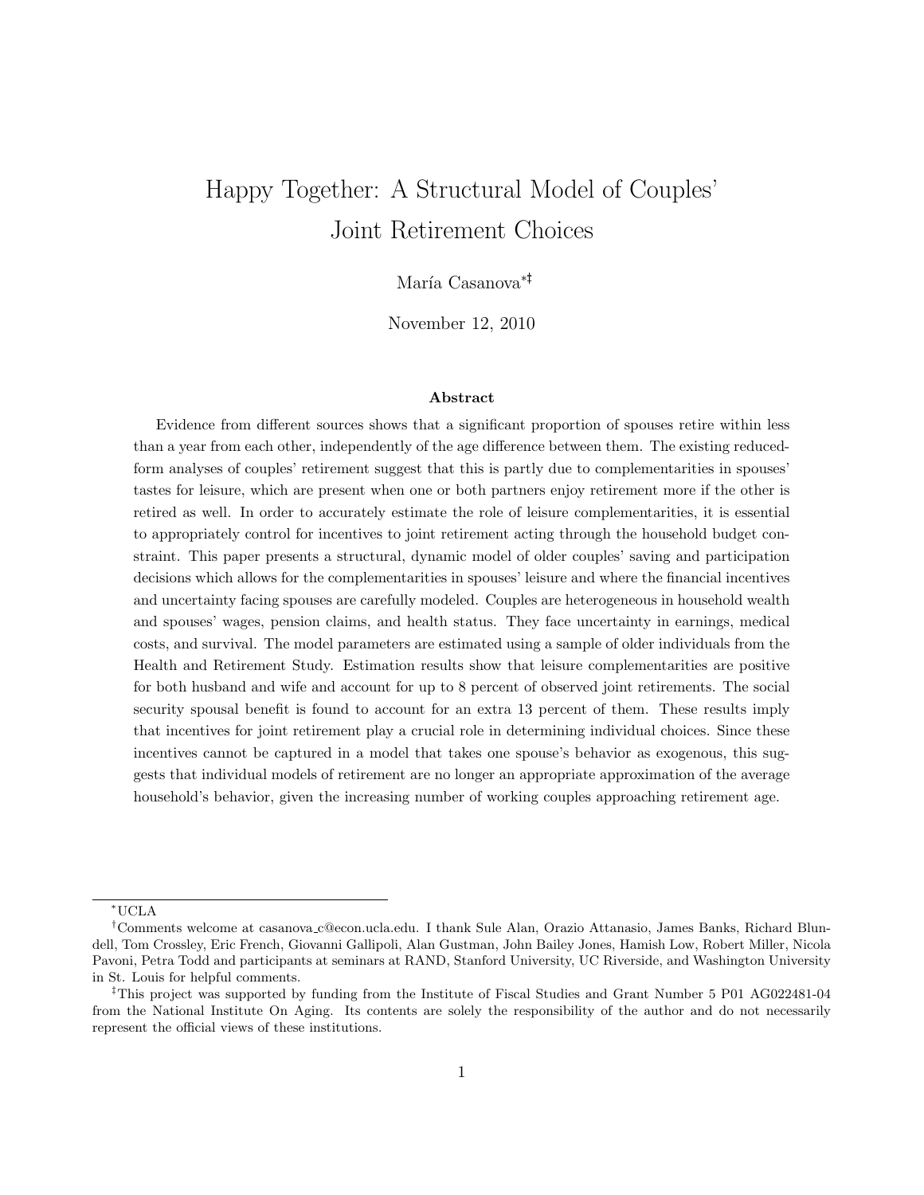# Happy Together: A Structural Model of Couples' Joint Retirement Choices

María Casanova[*‡]

November 12, 2010

### Abstract

Evidence from different sources shows that a significant proportion of spouses retire within less than a year from each other, independently of the age difference between them. The existing reduced-form analyses of couples' retirement suggest that this is partly due to complementarities in spouses' tastes for leisure, which are present when one or both partners enjoy retirement more if the other is retired as well. In order to accurately estimate the role of leisure complementarities, it is essential to appropriately control for incentives to joint retirement acting through the household budget constraint. This paper presents a structural, dynamic model of older couples' saving and participation decisions which allows for the complementarities in spouses' leisure and where the financial incentives and uncertainty facing spouses are carefully modeled. Couples are heterogeneous in household wealth and spouses' wages, pension claims, and health status. They face uncertainty in earnings, medical costs, and survival. The model parameters are estimated using a sample of older individuals from the Health and Retirement Study. Estimation results show that leisure complementarities are positive for both husband and wife and account for up to 8 percent of observed joint retirements. The social security spousal benefit is found to account for an extra 13 percent of them. These results imply that incentives for joint retirement play a crucial role in determining individual choices. Since these incentives cannot be captured in a model that takes one spouse's behavior as exogenous, this suggests that individual models of retirement are no longer an appropriate approximation of the average household's behavior, given the increasing number of working couples approaching retirement age.

---

[*] UCLA

[†] Comments welcome at casanova_c@econ.ucla.edu. I thank Sule Alan, Orazio Attanasio, James Banks, Richard Blundell, Tom Crossley, Eric French, Giovanni Gallipoli, Alan Gustman, John Bailey Jones, Hamish Low, Robert Miller, Nicola Pavoni, Petra Todd and participants at seminars at RAND, Stanford University, UC Riverside, and Washington University in St. Louis for helpful comments.

[‡] This project was supported by funding from the Institute of Fiscal Studies and Grant Number 5 P01 AG022481-04 from the National Institute On Aging. Its contents are solely the responsibility of the author and do not necessarily represent the official views of these institutions.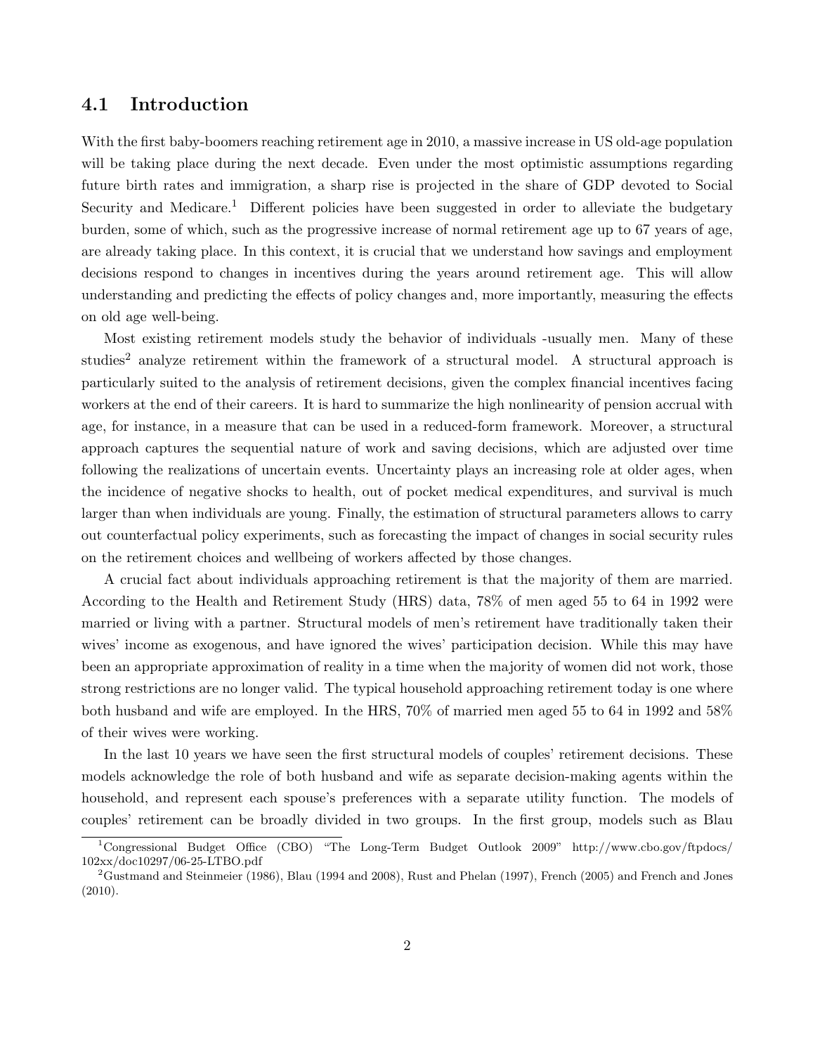## 4.1 Introduction

With the first baby-boomers reaching retirement age in 2010, a massive increase in US old-age population will be taking place during the next decade. Even under the most optimistic assumptions regarding future birth rates and immigration, a sharp rise is projected in the share of GDP devoted to Social Security and Medicare.[1] Different policies have been suggested in order to alleviate the budgetary burden, some of which, such as the progressive increase of normal retirement age up to 67 years of age, are already taking place. In this context, it is crucial that we understand how savings and employment decisions respond to changes in incentives during the years around retirement age. This will allow understanding and predicting the effects of policy changes and, more importantly, measuring the effects on old age well-being.

Most existing retirement models study the behavior of individuals -usually men. Many of these studies[2] analyze retirement within the framework of a structural model. A structural approach is particularly suited to the analysis of retirement decisions, given the complex financial incentives facing workers at the end of their careers. It is hard to summarize the high nonlinearity of pension accrual with age, for instance, in a measure that can be used in a reduced-form framework. Moreover, a structural approach captures the sequential nature of work and saving decisions, which are adjusted over time following the realizations of uncertain events. Uncertainty plays an increasing role at older ages, when the incidence of negative shocks to health, out of pocket medical expenditures, and survival is much larger than when individuals are young. Finally, the estimation of structural parameters allows to carry out counterfactual policy experiments, such as forecasting the impact of changes in social security rules on the retirement choices and wellbeing of workers affected by those changes.

A crucial fact about individuals approaching retirement is that the majority of them are married. According to the Health and Retirement Study (HRS) data, 78% of men aged 55 to 64 in 1992 were married or living with a partner. Structural models of men's retirement have traditionally taken their wives' income as exogenous, and have ignored the wives' participation decision. While this may have been an appropriate approximation of reality in a time when the majority of women did not work, those strong restrictions are no longer valid. The typical household approaching retirement today is one where both husband and wife are employed. In the HRS, 70% of married men aged 55 to 64 in 1992 and 58% of their wives were working.

In the last 10 years we have seen the first structural models of couples' retirement decisions. These models acknowledge the role of both husband and wife as separate decision-making agents within the household, and represent each spouse's preferences with a separate utility function. The models of couples' retirement can be broadly divided in two groups. In the first group, models such as Blau

[1] Congressional Budget Office (CBO) "The Long-Term Budget Outlook 2009" http://www.cbo.gov/ftpdocs/102xx/doc10297/06-25-LTBO.pdf

[2] Gustmand and Steinmeier (1986), Blau (1994 and 2008), Rust and Phelan (1997), French (2005) and French and Jones (2010).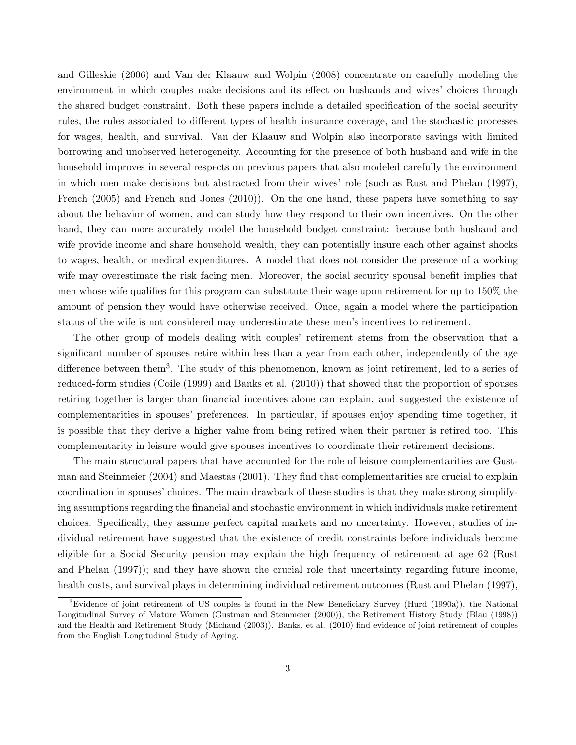and Gilleskie (2006) and Van der Klaauw and Wolpin (2008) concentrate on carefully modeling the environment in which couples make decisions and its effect on husbands and wives' choices through the shared budget constraint. Both these papers include a detailed specification of the social security rules, the rules associated to different types of health insurance coverage, and the stochastic processes for wages, health, and survival. Van der Klaauw and Wolpin also incorporate savings with limited borrowing and unobserved heterogeneity. Accounting for the presence of both husband and wife in the household improves in several respects on previous papers that also modeled carefully the environment in which men make decisions but abstracted from their wives' role (such as Rust and Phelan (1997), French (2005) and French and Jones (2010)). On the one hand, these papers have something to say about the behavior of women, and can study how they respond to their own incentives. On the other hand, they can more accurately model the household budget constraint: because both husband and wife provide income and share household wealth, they can potentially insure each other against shocks to wages, health, or medical expenditures. A model that does not consider the presence of a working wife may overestimate the risk facing men. Moreover, the social security spousal benefit implies that men whose wife qualifies for this program can substitute their wage upon retirement for up to 150% the amount of pension they would have otherwise received. Once, again a model where the participation status of the wife is not considered may underestimate these men's incentives to retirement.

The other group of models dealing with couples' retirement stems from the observation that a significant number of spouses retire within less than a year from each other, independently of the age difference between them[3]. The study of this phenomenon, known as joint retirement, led to a series of reduced-form studies (Coile (1999) and Banks et al. (2010)) that showed that the proportion of spouses retiring together is larger than financial incentives alone can explain, and suggested the existence of complementarities in spouses' preferences. In particular, if spouses enjoy spending time together, it is possible that they derive a higher value from being retired when their partner is retired too. This complementarity in leisure would give spouses incentives to coordinate their retirement decisions.

The main structural papers that have accounted for the role of leisure complementarities are Gustman and Steinmeier (2004) and Maestas (2001). They find that complementarities are crucial to explain coordination in spouses' choices. The main drawback of these studies is that they make strong simplifying assumptions regarding the financial and stochastic environment in which individuals make retirement choices. Specifically, they assume perfect capital markets and no uncertainty. However, studies of individual retirement have suggested that the existence of credit constraints before individuals become eligible for a Social Security pension may explain the high frequency of retirement at age 62 (Rust and Phelan (1997)); and they have shown the crucial role that uncertainty regarding future income, health costs, and survival plays in determining individual retirement outcomes (Rust and Phelan (1997),

[3]Evidence of joint retirement of US couples is found in the New Beneficiary Survey (Hurd (1990a)), the National Longitudinal Survey of Mature Women (Gustman and Steinmeier (2000)), the Retirement History Study (Blau (1998)) and the Health and Retirement Study (Michaud (2003)). Banks, et al. (2010) find evidence of joint retirement of couples from the English Longitudinal Study of Ageing.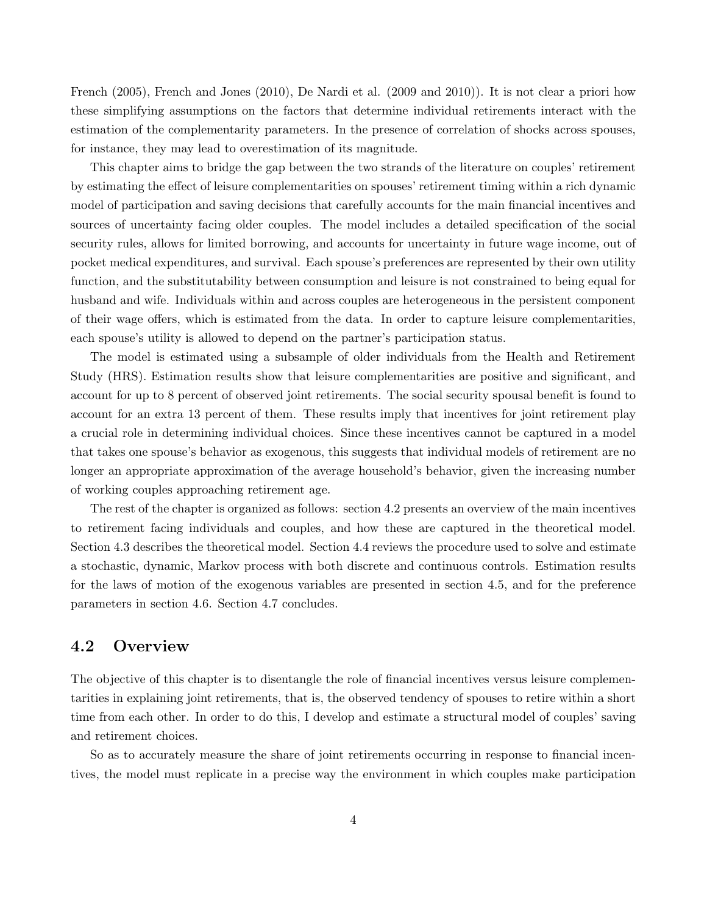French (2005), French and Jones (2010), De Nardi et al. (2009 and 2010)). It is not clear a priori how these simplifying assumptions on the factors that determine individual retirements interact with the estimation of the complementarity parameters. In the presence of correlation of shocks across spouses, for instance, they may lead to overestimation of its magnitude.

This chapter aims to bridge the gap between the two strands of the literature on couples' retirement by estimating the effect of leisure complementarities on spouses' retirement timing within a rich dynamic model of participation and saving decisions that carefully accounts for the main financial incentives and sources of uncertainty facing older couples. The model includes a detailed specification of the social security rules, allows for limited borrowing, and accounts for uncertainty in future wage income, out of pocket medical expenditures, and survival. Each spouse's preferences are represented by their own utility function, and the substitutability between consumption and leisure is not constrained to being equal for husband and wife. Individuals within and across couples are heterogeneous in the persistent component of their wage offers, which is estimated from the data. In order to capture leisure complementarities, each spouse's utility is allowed to depend on the partner's participation status.

The model is estimated using a subsample of older individuals from the Health and Retirement Study (HRS). Estimation results show that leisure complementarities are positive and significant, and account for up to 8 percent of observed joint retirements. The social security spousal benefit is found to account for an extra 13 percent of them. These results imply that incentives for joint retirement play a crucial role in determining individual choices. Since these incentives cannot be captured in a model that takes one spouse's behavior as exogenous, this suggests that individual models of retirement are no longer an appropriate approximation of the average household's behavior, given the increasing number of working couples approaching retirement age.

The rest of the chapter is organized as follows: section 4.2 presents an overview of the main incentives to retirement facing individuals and couples, and how these are captured in the theoretical model. Section 4.3 describes the theoretical model. Section 4.4 reviews the procedure used to solve and estimate a stochastic, dynamic, Markov process with both discrete and continuous controls. Estimation results for the laws of motion of the exogenous variables are presented in section 4.5, and for the preference parameters in section 4.6. Section 4.7 concludes.

## 4.2 Overview

The objective of this chapter is to disentangle the role of financial incentives versus leisure complementarities in explaining joint retirements, that is, the observed tendency of spouses to retire within a short time from each other. In order to do this, I develop and estimate a structural model of couples' saving and retirement choices.

So as to accurately measure the share of joint retirements occurring in response to financial incentives, the model must replicate in a precise way the environment in which couples make participation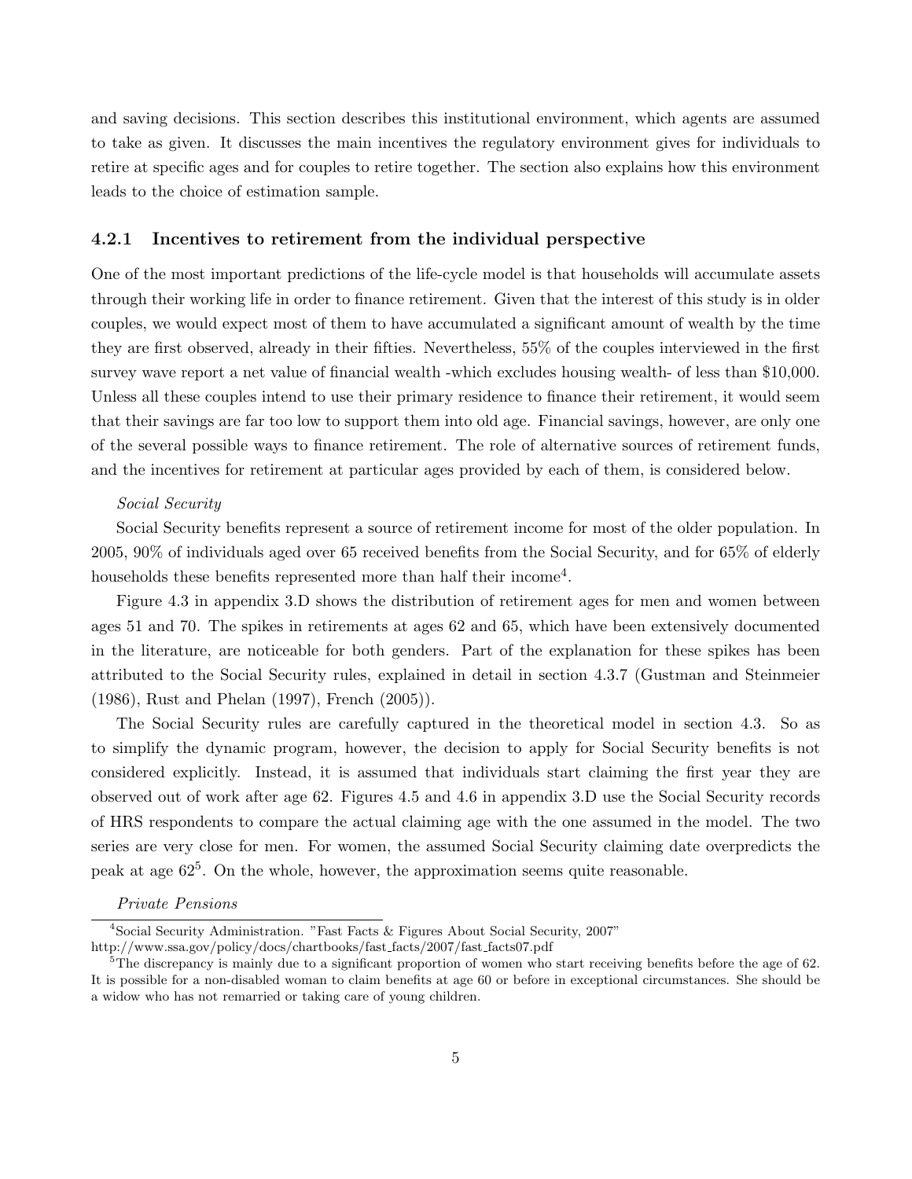and saving decisions. This section describes this institutional environment, which agents are assumed to take as given. It discusses the main incentives the regulatory environment gives for individuals to retire at specific ages and for couples to retire together. The section also explains how this environment leads to the choice of estimation sample.

### 4.2.1 Incentives to retirement from the individual perspective

One of the most important predictions of the life-cycle model is that households will accumulate assets through their working life in order to finance retirement. Given that the interest of this study is in older couples, we would expect most of them to have accumulated a significant amount of wealth by the time they are first observed, already in their fifties. Nevertheless, 55% of the couples interviewed in the first survey wave report a net value of financial wealth -which excludes housing wealth- of less than $10,000. Unless all these couples intend to use their primary residence to finance their retirement, it would seem that their savings are far too low to support them into old age. Financial savings, however, are only one of the several possible ways to finance retirement. The role of alternative sources of retirement funds, and the incentives for retirement at particular ages provided by each of them, is considered below.

*Social Security*

Social Security benefits represent a source of retirement income for most of the older population. In 2005, 90% of individuals aged over 65 received benefits from the Social Security, and for 65% of elderly households these benefits represented more than half their income[4].

Figure 4.3 in appendix 3.D shows the distribution of retirement ages for men and women between ages 51 and 70. The spikes in retirements at ages 62 and 65, which have been extensively documented in the literature, are noticeable for both genders. Part of the explanation for these spikes has been attributed to the Social Security rules, explained in detail in section 4.3.7 (Gustman and Steinmeier (1986), Rust and Phelan (1997), French (2005)).

The Social Security rules are carefully captured in the theoretical model in section 4.3. So as to simplify the dynamic program, however, the decision to apply for Social Security benefits is not considered explicitly. Instead, it is assumed that individuals start claiming the first year they are observed out of work after age 62. Figures 4.5 and 4.6 in appendix 3.D use the Social Security records of HRS respondents to compare the actual claiming age with the one assumed in the model. The two series are very close for men. For women, the assumed Social Security claiming date overpredicts the peak at age 62[5]. On the whole, however, the approximation seems quite reasonable.

*Private Pensions*

[4]Social Security Administration. "Fast Facts & Figures About Social Security, 2007" http://www.ssa.gov/policy/docs/chartbooks/fast_facts/2007/fast_facts07.pdf

[5]The discrepancy is mainly due to a significant proportion of women who start receiving benefits before the age of 62. It is possible for a non-disabled woman to claim benefits at age 60 or before in exceptional circumstances. She should be a widow who has not remarried or taking care of young children.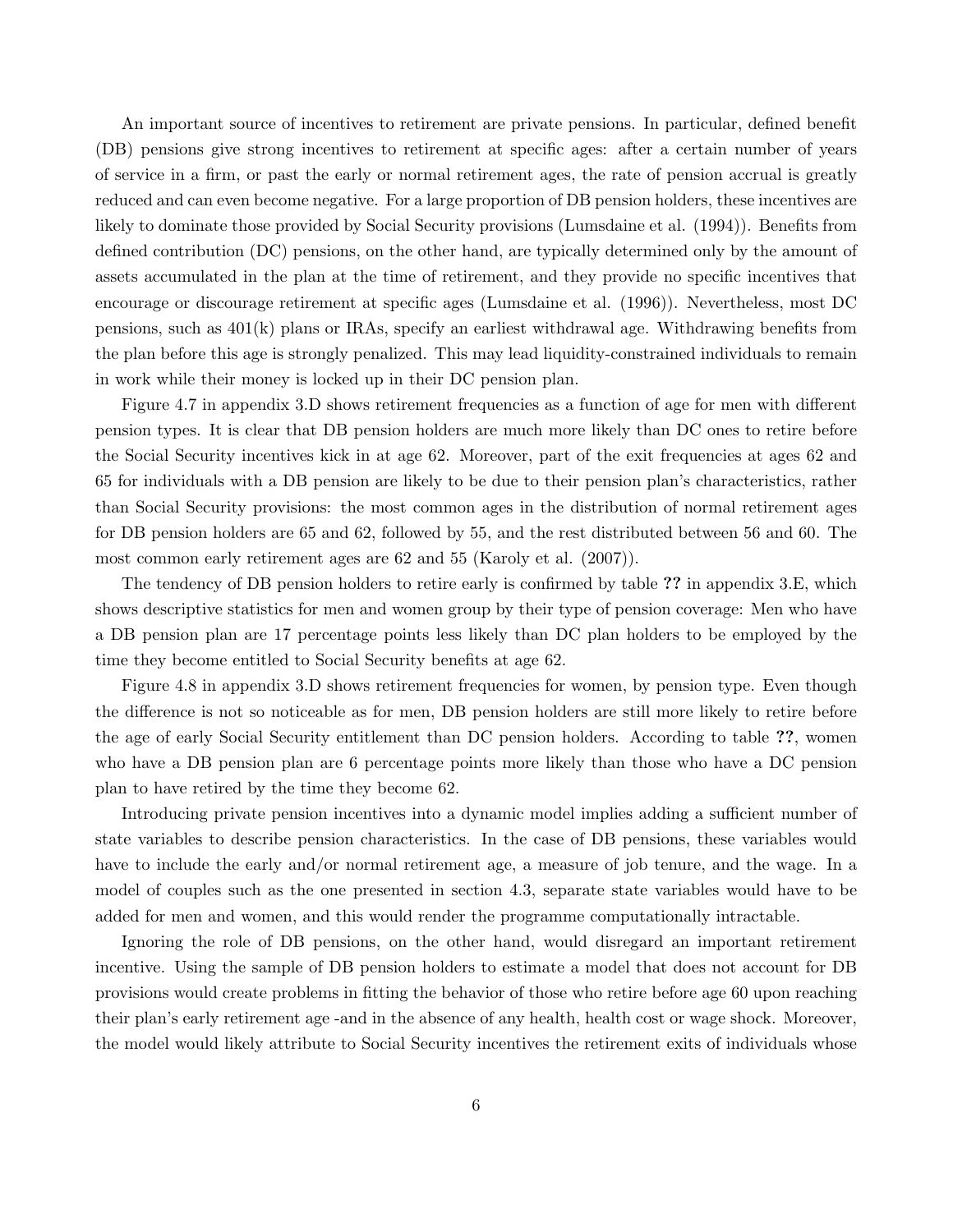An important source of incentives to retirement are private pensions. In particular, defined benefit (DB) pensions give strong incentives to retirement at specific ages: after a certain number of years of service in a firm, or past the early or normal retirement ages, the rate of pension accrual is greatly reduced and can even become negative. For a large proportion of DB pension holders, these incentives are likely to dominate those provided by Social Security provisions (Lumsdaine et al. (1994)). Benefits from defined contribution (DC) pensions, on the other hand, are typically determined only by the amount of assets accumulated in the plan at the time of retirement, and they provide no specific incentives that encourage or discourage retirement at specific ages (Lumsdaine et al. (1996)). Nevertheless, most DC pensions, such as 401(k) plans or IRAs, specify an earliest withdrawal age. Withdrawing benefits from the plan before this age is strongly penalized. This may lead liquidity-constrained individuals to remain in work while their money is locked up in their DC pension plan.

Figure 4.7 in appendix 3.D shows retirement frequencies as a function of age for men with different pension types. It is clear that DB pension holders are much more likely than DC ones to retire before the Social Security incentives kick in at age 62. Moreover, part of the exit frequencies at ages 62 and 65 for individuals with a DB pension are likely to be due to their pension plan's characteristics, rather than Social Security provisions: the most common ages in the distribution of normal retirement ages for DB pension holders are 65 and 62, followed by 55, and the rest distributed between 56 and 60. The most common early retirement ages are 62 and 55 (Karoly et al. (2007)).

The tendency of DB pension holders to retire early is confirmed by table **??** in appendix 3.E, which shows descriptive statistics for men and women group by their type of pension coverage: Men who have a DB pension plan are 17 percentage points less likely than DC plan holders to be employed by the time they become entitled to Social Security benefits at age 62.

Figure 4.8 in appendix 3.D shows retirement frequencies for women, by pension type. Even though the difference is not so noticeable as for men, DB pension holders are still more likely to retire before the age of early Social Security entitlement than DC pension holders. According to table **??**, women who have a DB pension plan are 6 percentage points more likely than those who have a DC pension plan to have retired by the time they become 62.

Introducing private pension incentives into a dynamic model implies adding a sufficient number of state variables to describe pension characteristics. In the case of DB pensions, these variables would have to include the early and/or normal retirement age, a measure of job tenure, and the wage. In a model of couples such as the one presented in section 4.3, separate state variables would have to be added for men and women, and this would render the programme computationally intractable.

Ignoring the role of DB pensions, on the other hand, would disregard an important retirement incentive. Using the sample of DB pension holders to estimate a model that does not account for DB provisions would create problems in fitting the behavior of those who retire before age 60 upon reaching their plan's early retirement age -and in the absence of any health, health cost or wage shock. Moreover, the model would likely attribute to Social Security incentives the retirement exits of individuals whose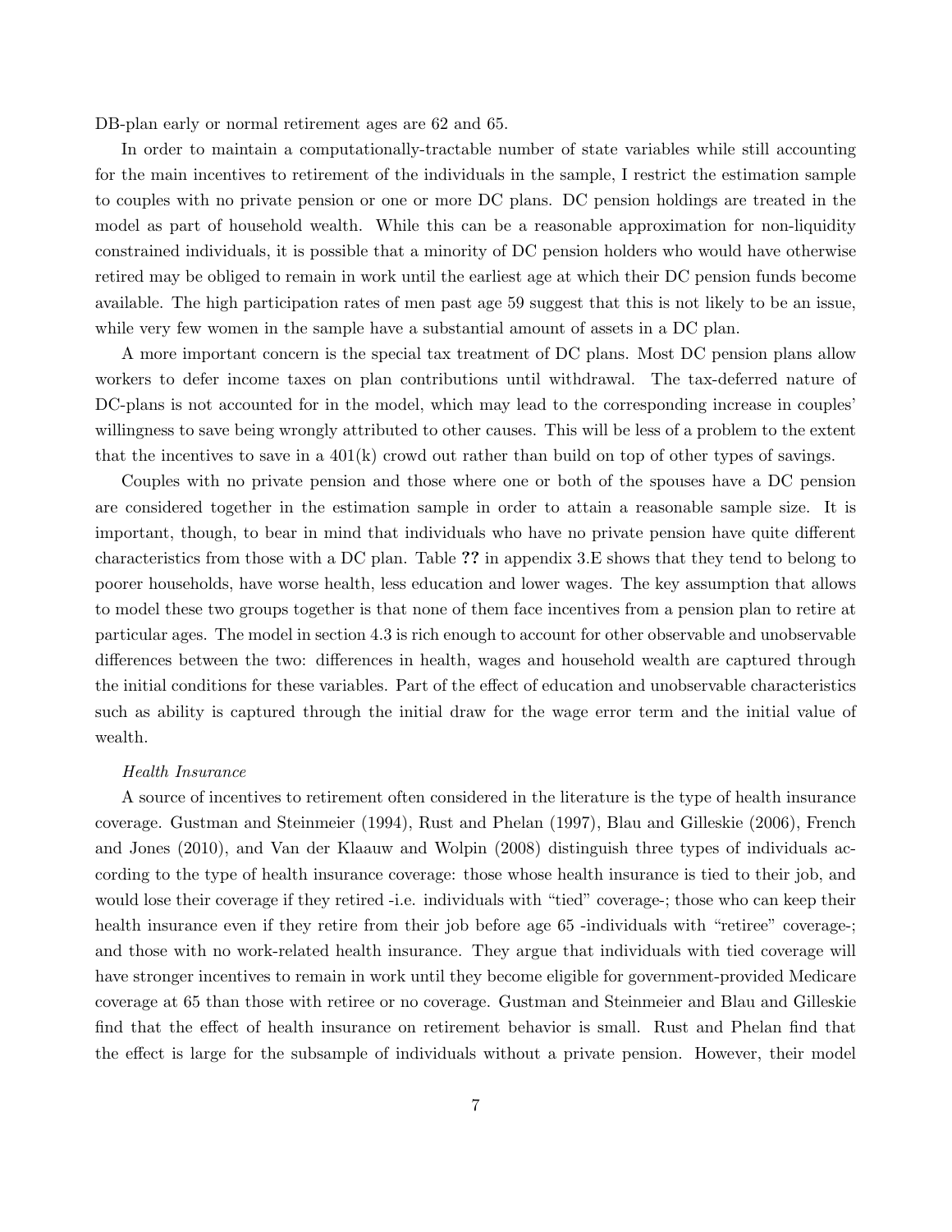DB-plan early or normal retirement ages are 62 and 65.

In order to maintain a computationally-tractable number of state variables while still accounting for the main incentives to retirement of the individuals in the sample, I restrict the estimation sample to couples with no private pension or one or more DC plans. DC pension holdings are treated in the model as part of household wealth. While this can be a reasonable approximation for non-liquidity constrained individuals, it is possible that a minority of DC pension holders who would have otherwise retired may be obliged to remain in work until the earliest age at which their DC pension funds become available. The high participation rates of men past age 59 suggest that this is not likely to be an issue, while very few women in the sample have a substantial amount of assets in a DC plan.

A more important concern is the special tax treatment of DC plans. Most DC pension plans allow workers to defer income taxes on plan contributions until withdrawal. The tax-deferred nature of DC-plans is not accounted for in the model, which may lead to the corresponding increase in couples' willingness to save being wrongly attributed to other causes. This will be less of a problem to the extent that the incentives to save in a 401(k) crowd out rather than build on top of other types of savings.

Couples with no private pension and those where one or both of the spouses have a DC pension are considered together in the estimation sample in order to attain a reasonable sample size. It is important, though, to bear in mind that individuals who have no private pension have quite different characteristics from those with a DC plan. Table **??** in appendix 3.E shows that they tend to belong to poorer households, have worse health, less education and lower wages. The key assumption that allows to model these two groups together is that none of them face incentives from a pension plan to retire at particular ages. The model in section 4.3 is rich enough to account for other observable and unobservable differences between the two: differences in health, wages and household wealth are captured through the initial conditions for these variables. Part of the effect of education and unobservable characteristics such as ability is captured through the initial draw for the wage error term and the initial value of wealth.

*Health Insurance*

A source of incentives to retirement often considered in the literature is the type of health insurance coverage. Gustman and Steinmeier (1994), Rust and Phelan (1997), Blau and Gilleskie (2006), French and Jones (2010), and Van der Klaauw and Wolpin (2008) distinguish three types of individuals according to the type of health insurance coverage: those whose health insurance is tied to their job, and would lose their coverage if they retired -i.e. individuals with "tied" coverage-; those who can keep their health insurance even if they retire from their job before age 65 -individuals with "retiree" coverage-; and those with no work-related health insurance. They argue that individuals with tied coverage will have stronger incentives to remain in work until they become eligible for government-provided Medicare coverage at 65 than those with retiree or no coverage. Gustman and Steinmeier and Blau and Gilleskie find that the effect of health insurance on retirement behavior is small. Rust and Phelan find that the effect is large for the subsample of individuals without a private pension. However, their model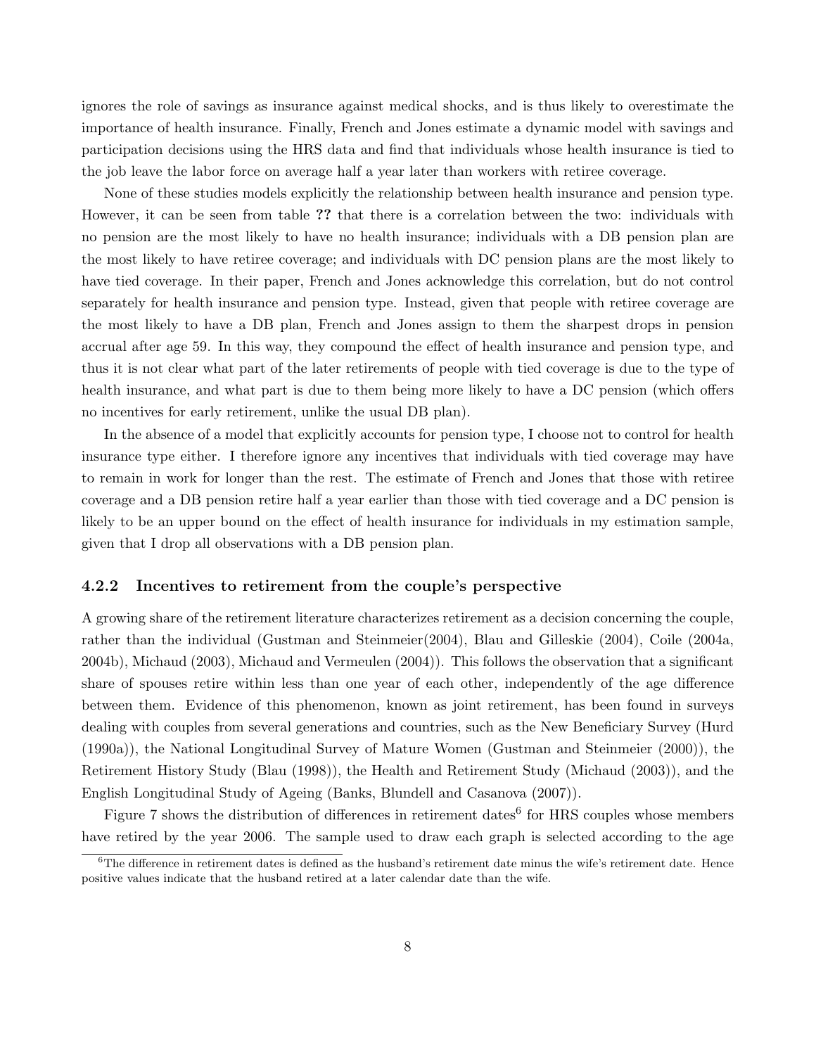ignores the role of savings as insurance against medical shocks, and is thus likely to overestimate the importance of health insurance. Finally, French and Jones estimate a dynamic model with savings and participation decisions using the HRS data and find that individuals whose health insurance is tied to the job leave the labor force on average half a year later than workers with retiree coverage.

None of these studies models explicitly the relationship between health insurance and pension type. However, it can be seen from table **??** that there is a correlation between the two: individuals with no pension are the most likely to have no health insurance; individuals with a DB pension plan are the most likely to have retiree coverage; and individuals with DC pension plans are the most likely to have tied coverage. In their paper, French and Jones acknowledge this correlation, but do not control separately for health insurance and pension type. Instead, given that people with retiree coverage are the most likely to have a DB plan, French and Jones assign to them the sharpest drops in pension accrual after age 59. In this way, they compound the effect of health insurance and pension type, and thus it is not clear what part of the later retirements of people with tied coverage is due to the type of health insurance, and what part is due to them being more likely to have a DC pension (which offers no incentives for early retirement, unlike the usual DB plan).

In the absence of a model that explicitly accounts for pension type, I choose not to control for health insurance type either. I therefore ignore any incentives that individuals with tied coverage may have to remain in work for longer than the rest. The estimate of French and Jones that those with retiree coverage and a DB pension retire half a year earlier than those with tied coverage and a DC pension is likely to be an upper bound on the effect of health insurance for individuals in my estimation sample, given that I drop all observations with a DB pension plan.

### 4.2.2 Incentives to retirement from the couple's perspective

A growing share of the retirement literature characterizes retirement as a decision concerning the couple, rather than the individual (Gustman and Steinmeier(2004), Blau and Gilleskie (2004), Coile (2004a, 2004b), Michaud (2003), Michaud and Vermeulen (2004)). This follows the observation that a significant share of spouses retire within less than one year of each other, independently of the age difference between them. Evidence of this phenomenon, known as joint retirement, has been found in surveys dealing with couples from several generations and countries, such as the New Beneficiary Survey (Hurd (1990a)), the National Longitudinal Survey of Mature Women (Gustman and Steinmeier (2000)), the Retirement History Study (Blau (1998)), the Health and Retirement Study (Michaud (2003)), and the English Longitudinal Study of Ageing (Banks, Blundell and Casanova (2007)).

Figure 7 shows the distribution of differences in retirement dates[6] for HRS couples whose members have retired by the year 2006. The sample used to draw each graph is selected according to the age

[6] The difference in retirement dates is defined as the husband's retirement date minus the wife's retirement date. Hence positive values indicate that the husband retired at a later calendar date than the wife.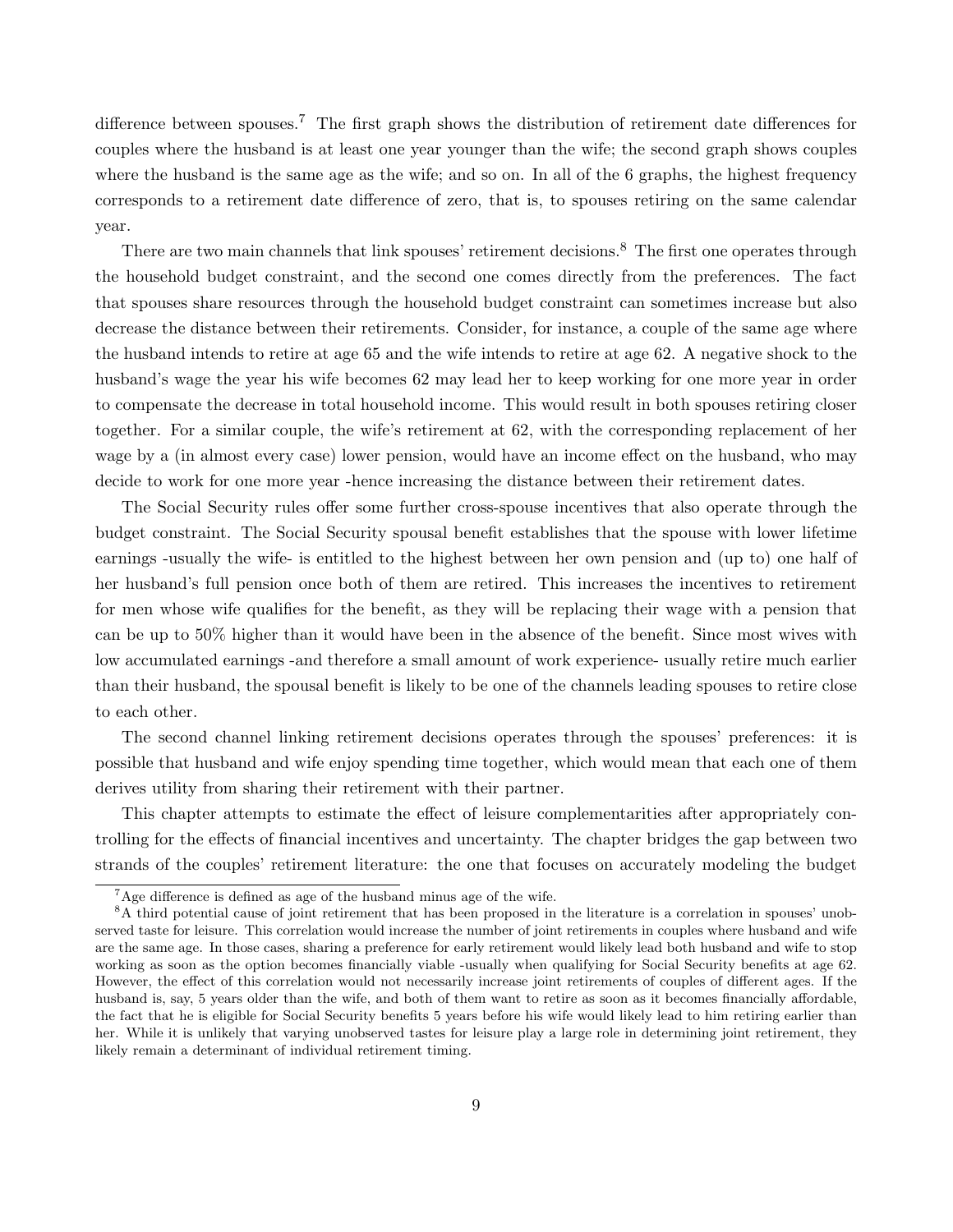difference between spouses.[7] The first graph shows the distribution of retirement date differences for couples where the husband is at least one year younger than the wife; the second graph shows couples where the husband is the same age as the wife; and so on. In all of the 6 graphs, the highest frequency corresponds to a retirement date difference of zero, that is, to spouses retiring on the same calendar year.

There are two main channels that link spouses' retirement decisions.[8] The first one operates through the household budget constraint, and the second one comes directly from the preferences. The fact that spouses share resources through the household budget constraint can sometimes increase but also decrease the distance between their retirements. Consider, for instance, a couple of the same age where the husband intends to retire at age 65 and the wife intends to retire at age 62. A negative shock to the husband's wage the year his wife becomes 62 may lead her to keep working for one more year in order to compensate the decrease in total household income. This would result in both spouses retiring closer together. For a similar couple, the wife's retirement at 62, with the corresponding replacement of her wage by a (in almost every case) lower pension, would have an income effect on the husband, who may decide to work for one more year -hence increasing the distance between their retirement dates.

The Social Security rules offer some further cross-spouse incentives that also operate through the budget constraint. The Social Security spousal benefit establishes that the spouse with lower lifetime earnings -usually the wife- is entitled to the highest between her own pension and (up to) one half of her husband's full pension once both of them are retired. This increases the incentives to retirement for men whose wife qualifies for the benefit, as they will be replacing their wage with a pension that can be up to 50% higher than it would have been in the absence of the benefit. Since most wives with low accumulated earnings -and therefore a small amount of work experience- usually retire much earlier than their husband, the spousal benefit is likely to be one of the channels leading spouses to retire close to each other.

The second channel linking retirement decisions operates through the spouses' preferences: it is possible that husband and wife enjoy spending time together, which would mean that each one of them derives utility from sharing their retirement with their partner.

This chapter attempts to estimate the effect of leisure complementarities after appropriately controlling for the effects of financial incentives and uncertainty. The chapter bridges the gap between two strands of the couples' retirement literature: the one that focuses on accurately modeling the budget

[7] Age difference is defined as age of the husband minus age of the wife.

[8] A third potential cause of joint retirement that has been proposed in the literature is a correlation in spouses' unobserved taste for leisure. This correlation would increase the number of joint retirements in couples where husband and wife are the same age. In those cases, sharing a preference for early retirement would likely lead both husband and wife to stop working as soon as the option becomes financially viable -usually when qualifying for Social Security benefits at age 62. However, the effect of this correlation would not necessarily increase joint retirements of couples of different ages. If the husband is, say, 5 years older than the wife, and both of them want to retire as soon as it becomes financially affordable, the fact that he is eligible for Social Security benefits 5 years before his wife would likely lead to him retiring earlier than her. While it is unlikely that varying unobserved tastes for leisure play a large role in determining joint retirement, they likely remain a determinant of individual retirement timing.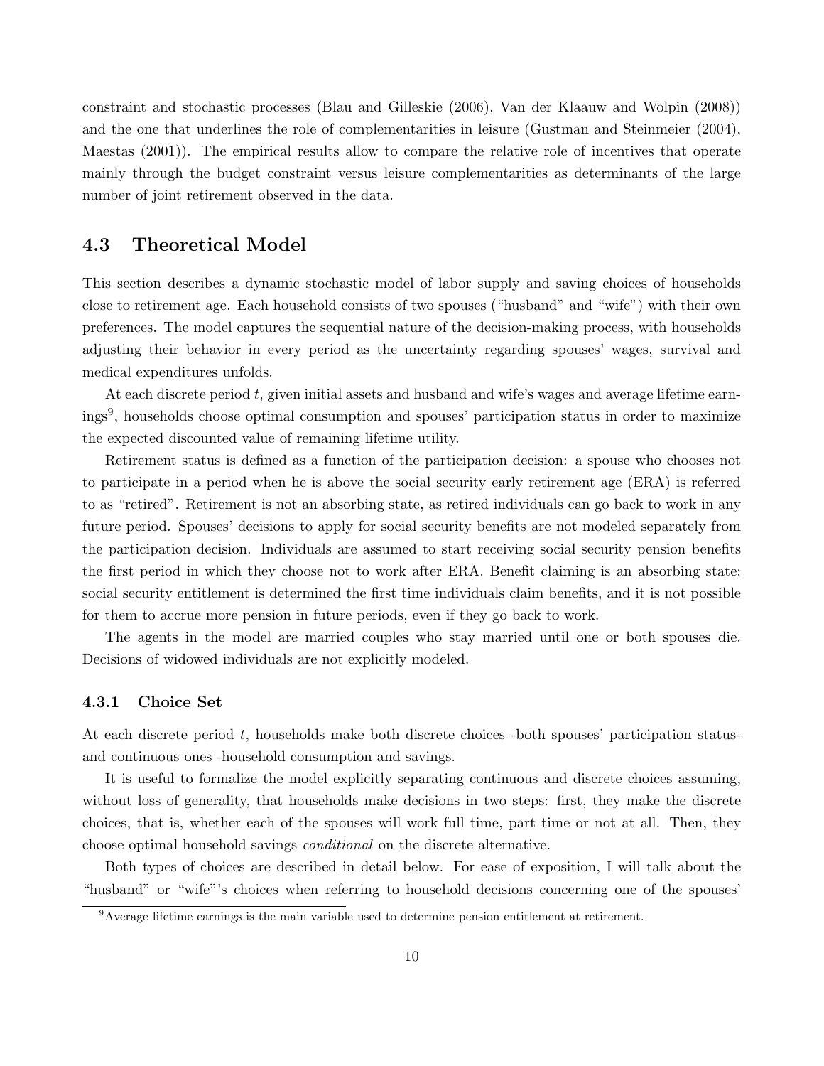constraint and stochastic processes (Blau and Gilleskie (2006), Van der Klaauw and Wolpin (2008)) and the one that underlines the role of complementarities in leisure (Gustman and Steinmeier (2004), Maestas (2001)). The empirical results allow to compare the relative role of incentives that operate mainly through the budget constraint versus leisure complementarities as determinants of the large number of joint retirement observed in the data.

## 4.3 Theoretical Model

This section describes a dynamic stochastic model of labor supply and saving choices of households close to retirement age. Each household consists of two spouses ("husband" and "wife") with their own preferences. The model captures the sequential nature of the decision-making process, with households adjusting their behavior in every period as the uncertainty regarding spouses' wages, survival and medical expenditures unfolds.

At each discrete period $t$, given initial assets and husband and wife's wages and average lifetime earnings[9], households choose optimal consumption and spouses' participation status in order to maximize the expected discounted value of remaining lifetime utility.

Retirement status is defined as a function of the participation decision: a spouse who chooses not to participate in a period when he is above the social security early retirement age (ERA) is referred to as "retired". Retirement is not an absorbing state, as retired individuals can go back to work in any future period. Spouses' decisions to apply for social security benefits are not modeled separately from the participation decision. Individuals are assumed to start receiving social security pension benefits the first period in which they choose not to work after ERA. Benefit claiming is an absorbing state: social security entitlement is determined the first time individuals claim benefits, and it is not possible for them to accrue more pension in future periods, even if they go back to work.

The agents in the model are married couples who stay married until one or both spouses die. Decisions of widowed individuals are not explicitly modeled.

### 4.3.1 Choice Set

At each discrete period $t$, households make both discrete choices -both spouses' participation status- and continuous ones -household consumption and savings.

It is useful to formalize the model explicitly separating continuous and discrete choices assuming, without loss of generality, that households make decisions in two steps: first, they make the discrete choices, that is, whether each of the spouses will work full time, part time or not at all. Then, they choose optimal household savings *conditional* on the discrete alternative.

Both types of choices are described in detail below. For ease of exposition, I will talk about the "husband" or "wife"'s choices when referring to household decisions concerning one of the spouses'

[9] Average lifetime earnings is the main variable used to determine pension entitlement at retirement.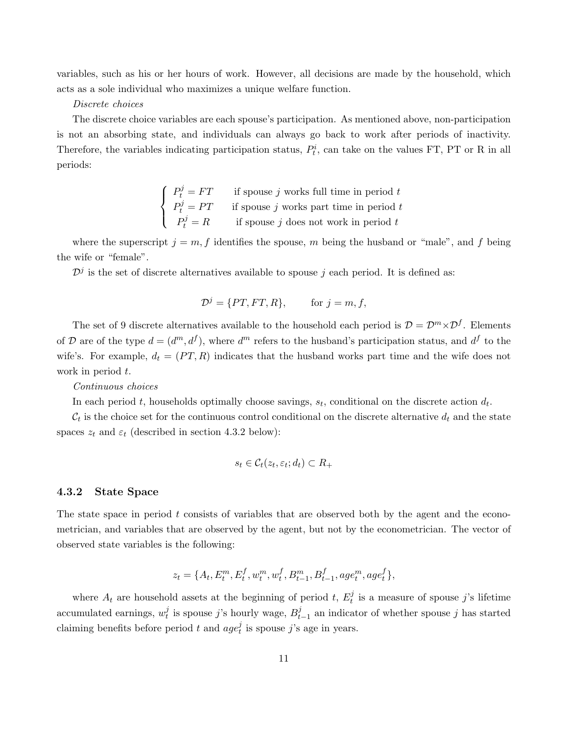variables, such as his or her hours of work. However, all decisions are made by the household, which acts as a sole individual who maximizes a unique welfare function.

*Discrete choices*

The discrete choice variables are each spouse's participation. As mentioned above, non-participation is not an absorbing state, and individuals can always go back to work after periods of inactivity. Therefore, the variables indicating participation status, $P_t^i$, can take on the values FT, PT or R in all periods:

$$
\begin{cases}
P_t^j = FT & \text{if spouse } j \text{ works full time in period } t \\
P_t^j = PT & \text{if spouse } j \text{ works part time in period } t \\
P_t^j = R & \text{if spouse } j \text{ does not work in period } t
\end{cases}
$$

where the superscript $j = m, f$ identifies the spouse, $m$ being the husband or "male", and $f$ being the wife or "female".

$\mathcal{D}^j$ is the set of discrete alternatives available to spouse $j$ each period. It is defined as:

$$
\mathcal{D}^j = \{PT, FT, R\}, \qquad \text{for } j = m, f,
$$

The set of 9 discrete alternatives available to the household each period is $\mathcal{D} = \mathcal{D}^m \times \mathcal{D}^f$. Elements of $\mathcal{D}$ are of the type $d = (d^m, d^f)$, where $d^m$ refers to the husband's participation status, and $d^f$ to the wife's. For example, $d_t = (PT, R)$ indicates that the husband works part time and the wife does not work in period $t$.

*Continuous choices*

In each period $t$, households optimally choose savings, $s_t$, conditional on the discrete action $d_t$.

$\mathcal{C}_t$ is the choice set for the continuous control conditional on the discrete alternative $d_t$ and the state spaces $z_t$ and $\varepsilon_t$ (described in section 4.3.2 below):

$$
s_t \in \mathcal{C}_t(z_t, \varepsilon_t; d_t) \subset R_+
$$

### 4.3.2 State Space

The state space in period $t$ consists of variables that are observed both by the agent and the econometrician, and variables that are observed by the agent, but not by the econometrician. The vector of observed state variables is the following:

$$
z_t = \{A_t, E_t^m, E_t^f, w_t^m, w_t^f, B_{t-1}^m, B_{t-1}^f, age_t^m, age_t^f\},
$$

where $A_t$ are household assets at the beginning of period $t$, $E_t^j$ is a measure of spouse $j$'s lifetime accumulated earnings, $w_t^j$ is spouse $j$'s hourly wage, $B_{t-1}^j$ an indicator of whether spouse $j$ has started claiming benefits before period $t$ and $age_t^j$ is spouse $j$'s age in years.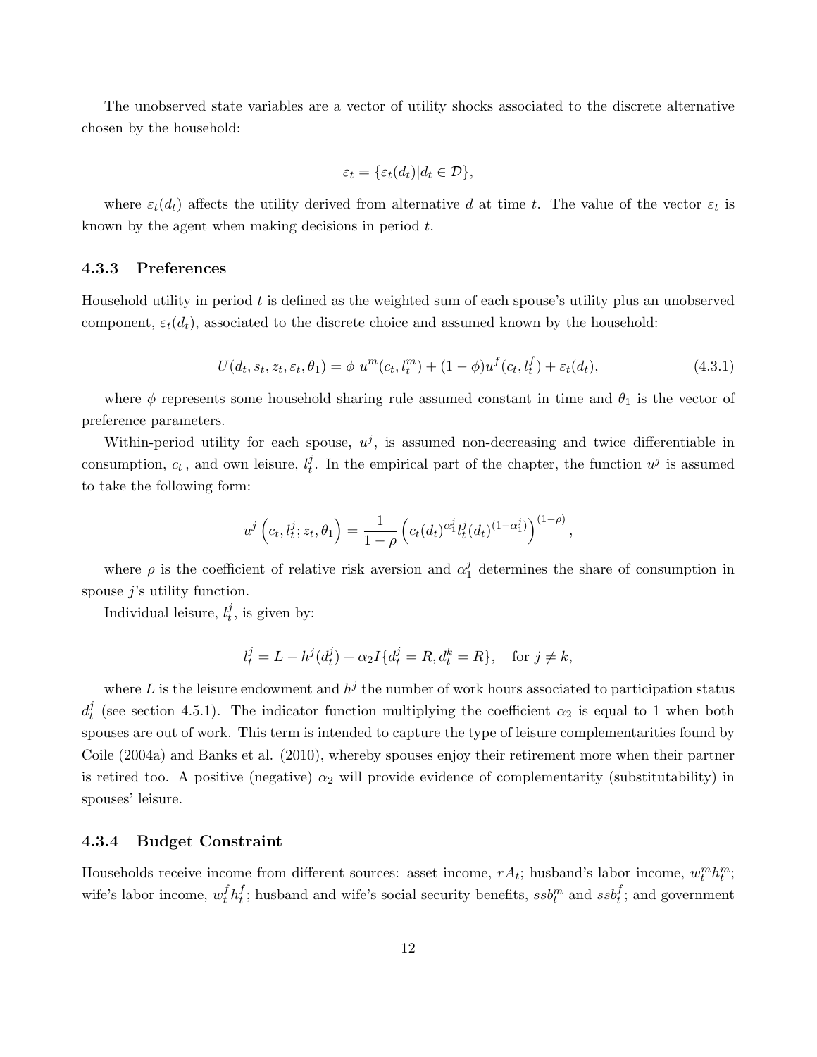The unobserved state variables are a vector of utility shocks associated to the discrete alternative chosen by the household:

$$\varepsilon_t = \{\varepsilon_t(d_t) | d_t \in \mathcal{D}\},$$

where $\varepsilon_t(d_t)$ affects the utility derived from alternative $d$ at time $t$. The value of the vector $\varepsilon_t$ is known by the agent when making decisions in period $t$.

### 4.3.3 Preferences

Household utility in period $t$ is defined as the weighted sum of each spouse's utility plus an unobserved component, $\varepsilon_t(d_t)$, associated to the discrete choice and assumed known by the household:

$$U(d_t, s_t, z_t, \varepsilon_t, \theta_1) = \phi \; u^m(c_t, l_t^m) + (1-\phi) u^f(c_t, l_t^f) + \varepsilon_t(d_t), \tag{4.3.1}$$

where $\phi$ represents some household sharing rule assumed constant in time and $\theta_1$ is the vector of preference parameters.

Within-period utility for each spouse, $u^j$, is assumed non-decreasing and twice differentiable in consumption, $c_t$ , and own leisure, $l_t^j$. In the empirical part of the chapter, the function $u^j$ is assumed to take the following form:

$$u^j\left(c_t, l_t^j; z_t, \theta_1\right) = \frac{1}{1-\rho}\left(c_t(d_t)^{\alpha_1^j} l_t^j(d_t)^{(1-\alpha_1^j)}\right)^{(1-\rho)},$$

where $\rho$ is the coefficient of relative risk aversion and $\alpha_1^j$ determines the share of consumption in spouse $j$'s utility function.

Individual leisure, $l_t^j$, is given by:

$$l_t^j = L - h^j(d_t^j) + \alpha_2 I\{d_t^j = R, d_t^k = R\}, \quad \text{for } j \neq k,$$

where $L$ is the leisure endowment and $h^j$ the number of work hours associated to participation status $d_t^j$ (see section 4.5.1). The indicator function multiplying the coefficient $\alpha_2$ is equal to 1 when both spouses are out of work. This term is intended to capture the type of leisure complementarities found by Coile (2004a) and Banks et al. (2010), whereby spouses enjoy their retirement more when their partner is retired too. A positive (negative) $\alpha_2$ will provide evidence of complementarity (substitutability) in spouses' leisure.

### 4.3.4 Budget Constraint

Households receive income from different sources: asset income, $rA_t$; husband's labor income, $w_t^m h_t^m$; wife's labor income, $w_t^f h_t^f$; husband and wife's social security benefits, $ssb_t^m$ and $ssb_t^f$; and government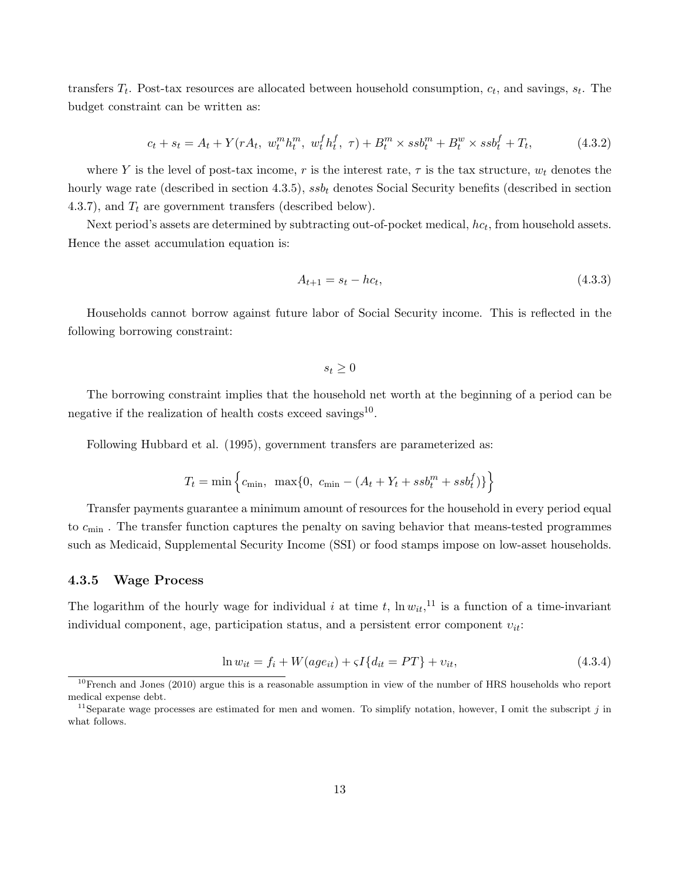transfers $T_t$. Post-tax resources are allocated between household consumption, $c_t$, and savings, $s_t$. The budget constraint can be written as:

$$c_t + s_t = A_t + Y(rA_t,\ w_t^m h_t^m,\ w_t^f h_t^f,\ \tau) + B_t^m \times ssb_t^m + B_t^w \times ssb_t^f + T_t, \tag{4.3.2}$$

where $Y$ is the level of post-tax income, $r$ is the interest rate, $\tau$ is the tax structure, $w_t$ denotes the hourly wage rate (described in section 4.3.5), $ssb_t$ denotes Social Security benefits (described in section 4.3.7), and $T_t$ are government transfers (described below).

Next period's assets are determined by subtracting out-of-pocket medical, $hc_t$, from household assets. Hence the asset accumulation equation is:

$$A_{t+1} = s_t - hc_t, \tag{4.3.3}$$

Households cannot borrow against future labor of Social Security income. This is reflected in the following borrowing constraint:

$$s_t \geq 0$$

The borrowing constraint implies that the household net worth at the beginning of a period can be negative if the realization of health costs exceed savings[10].

Following Hubbard et al. (1995), government transfers are parameterized as:

$$T_t = \min\Big\{c_{\min},\ \max\{0,\ c_{\min} - (A_t + Y_t + ssb_t^m + ssb_t^f)\}\Big\}$$

Transfer payments guarantee a minimum amount of resources for the household in every period equal to $c_{\min}$ . The transfer function captures the penalty on saving behavior that means-tested programmes such as Medicaid, Supplemental Security Income (SSI) or food stamps impose on low-asset households.

### 4.3.5 Wage Process

The logarithm of the hourly wage for individual $i$ at time $t$, $\ln w_{it}$,[11] is a function of a time-invariant individual component, age, participation status, and a persistent error component $\upsilon_{it}$:

$$\ln w_{it} = f_i + W(age_{it}) + \varsigma I\{d_{it} = PT\} + \upsilon_{it}, \tag{4.3.4}$$

[10] French and Jones (2010) argue this is a reasonable assumption in view of the number of HRS households who report medical expense debt.

[11] Separate wage processes are estimated for men and women. To simplify notation, however, I omit the subscript $j$ in what follows.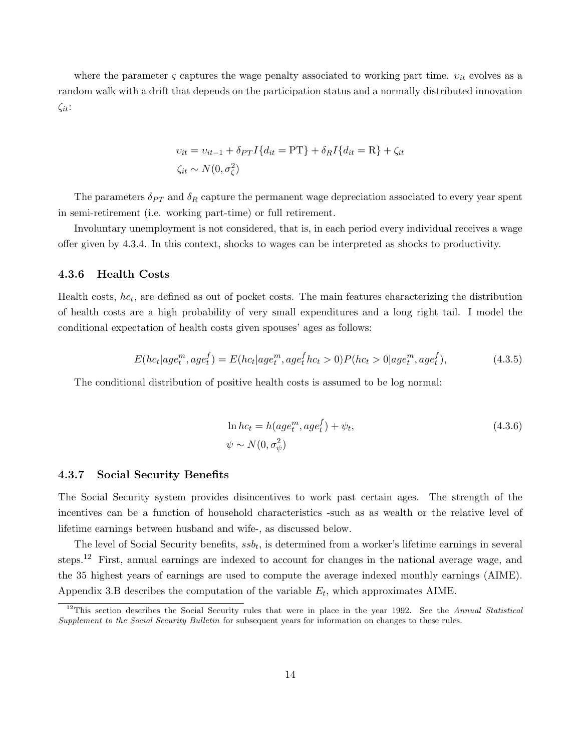where the parameter $\varsigma$ captures the wage penalty associated to working part time. $\upsilon_{it}$ evolves as a random walk with a drift that depends on the participation status and a normally distributed innovation $\zeta_{it}$:

$$
\begin{aligned}
\upsilon_{it} &= \upsilon_{it-1} + \delta_{PT} I\{d_{it} = \text{PT}\} + \delta_R I\{d_{it} = \text{R}\} + \zeta_{it} \\
\zeta_{it} &\sim N(0, \sigma_\zeta^2)
\end{aligned}
$$

The parameters $\delta_{PT}$ and $\delta_R$ capture the permanent wage depreciation associated to every year spent in semi-retirement (i.e. working part-time) or full retirement.

Involuntary unemployment is not considered, that is, in each period every individual receives a wage offer given by 4.3.4. In this context, shocks to wages can be interpreted as shocks to productivity.

### 4.3.6 Health Costs

Health costs, $hc_t$, are defined as out of pocket costs. The main features characterizing the distribution of health costs are a high probability of very small expenditures and a long right tail. I model the conditional expectation of health costs given spouses' ages as follows:

$$
E(hc_t|age_t^m, age_t^f) = E(hc_t|age_t^m, age_t^f hc_t > 0)P(hc_t > 0|age_t^m, age_t^f), \tag{4.3.5}
$$

The conditional distribution of positive health costs is assumed to be log normal:

$$
\begin{aligned}
\ln hc_t &= h(age_t^m, age_t^f) + \psi_t, \\
\psi &\sim N(0, \sigma_\psi^2)
\end{aligned} \tag{4.3.6}
$$

### 4.3.7 Social Security Benefits

The Social Security system provides disincentives to work past certain ages. The strength of the incentives can be a function of household characteristics -such as as wealth or the relative level of lifetime earnings between husband and wife-, as discussed below.

The level of Social Security benefits, $ssb_t$, is determined from a worker's lifetime earnings in several steps.[12] First, annual earnings are indexed to account for changes in the national average wage, and the 35 highest years of earnings are used to compute the average indexed monthly earnings (AIME). Appendix 3.B describes the computation of the variable $E_t$, which approximates AIME.

[12] This section describes the Social Security rules that were in place in the year 1992. See the *Annual Statistical Supplement to the Social Security Bulletin* for subsequent years for information on changes to these rules.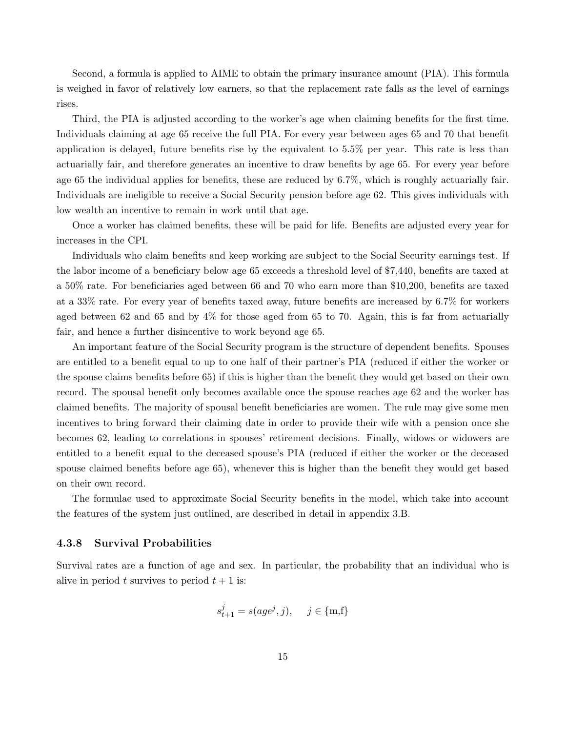Second, a formula is applied to AIME to obtain the primary insurance amount (PIA). This formula is weighed in favor of relatively low earners, so that the replacement rate falls as the level of earnings rises.

Third, the PIA is adjusted according to the worker's age when claiming benefits for the first time. Individuals claiming at age 65 receive the full PIA. For every year between ages 65 and 70 that benefit application is delayed, future benefits rise by the equivalent to 5.5% per year. This rate is less than actuarially fair, and therefore generates an incentive to draw benefits by age 65. For every year before age 65 the individual applies for benefits, these are reduced by 6.7%, which is roughly actuarially fair. Individuals are ineligible to receive a Social Security pension before age 62. This gives individuals with low wealth an incentive to remain in work until that age.

Once a worker has claimed benefits, these will be paid for life. Benefits are adjusted every year for increases in the CPI.

Individuals who claim benefits and keep working are subject to the Social Security earnings test. If the labor income of a beneficiary below age 65 exceeds a threshold level of \$7,440, benefits are taxed at a 50% rate. For beneficiaries aged between 66 and 70 who earn more than \$10,200, benefits are taxed at a 33% rate. For every year of benefits taxed away, future benefits are increased by 6.7% for workers aged between 62 and 65 and by 4% for those aged from 65 to 70. Again, this is far from actuarially fair, and hence a further disincentive to work beyond age 65.

An important feature of the Social Security program is the structure of dependent benefits. Spouses are entitled to a benefit equal to up to one half of their partner's PIA (reduced if either the worker or the spouse claims benefits before 65) if this is higher than the benefit they would get based on their own record. The spousal benefit only becomes available once the spouse reaches age 62 and the worker has claimed benefits. The majority of spousal benefit beneficiaries are women. The rule may give some men incentives to bring forward their claiming date in order to provide their wife with a pension once she becomes 62, leading to correlations in spouses' retirement decisions. Finally, widows or widowers are entitled to a benefit equal to the deceased spouse's PIA (reduced if either the worker or the deceased spouse claimed benefits before age 65), whenever this is higher than the benefit they would get based on their own record.

The formulae used to approximate Social Security benefits in the model, which take into account the features of the system just outlined, are described in detail in appendix 3.B.

### 4.3.8 Survival Probabilities

Survival rates are a function of age and sex. In particular, the probability that an individual who is alive in period $t$ survives to period $t+1$ is:

$$s^j_{t+1} = s(age^j, j), \quad j \in \{\text{m,f}\}$$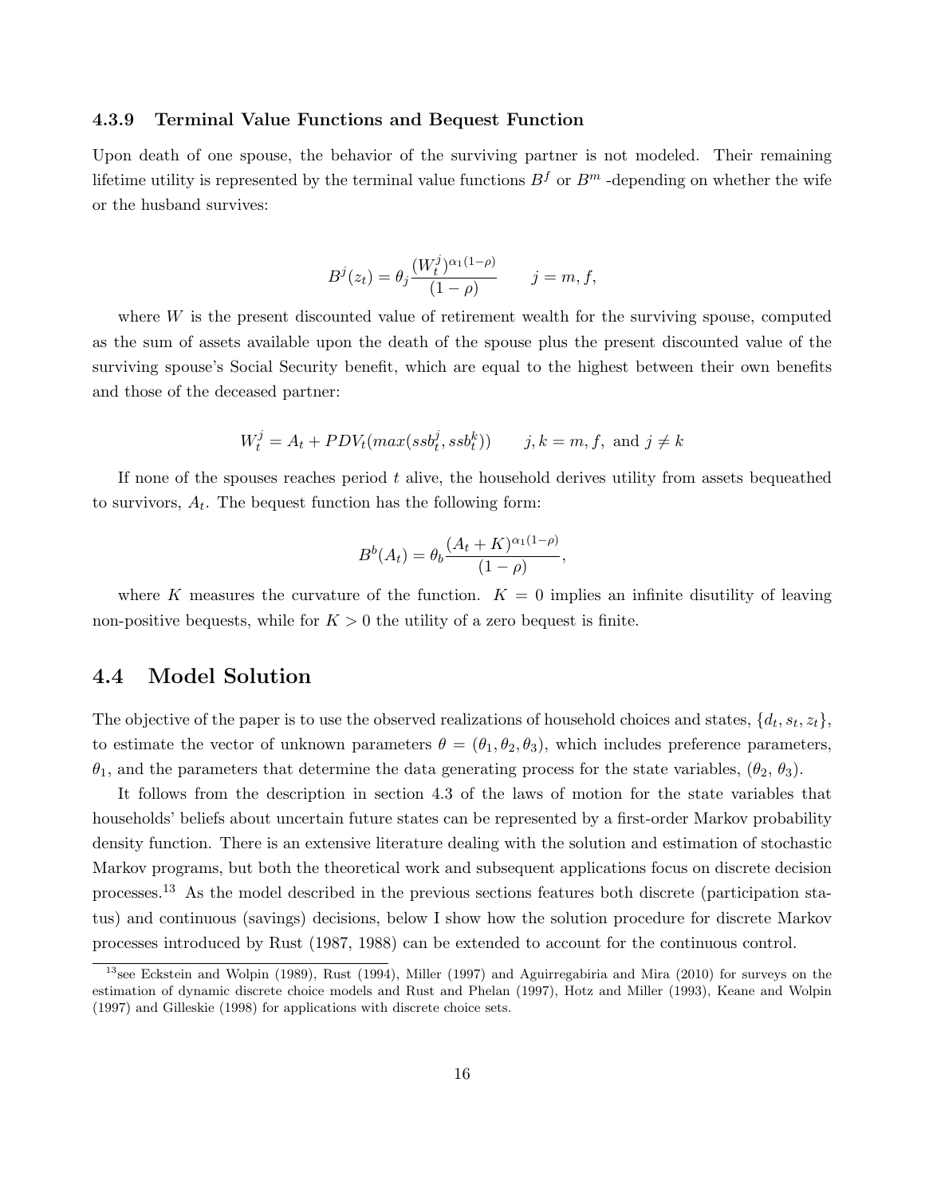### 4.3.9 Terminal Value Functions and Bequest Function

Upon death of one spouse, the behavior of the surviving partner is not modeled. Their remaining lifetime utility is represented by the terminal value functions $B^f$ or $B^m$ -depending on whether the wife or the husband survives:

$$B^j(z_t) = \theta_j \frac{(W_t^j)^{\alpha_1(1-\rho)}}{(1-\rho)} \qquad j = m, f,$$

where $W$ is the present discounted value of retirement wealth for the surviving spouse, computed as the sum of assets available upon the death of the spouse plus the present discounted value of the surviving spouse's Social Security benefit, which are equal to the highest between their own benefits and those of the deceased partner:

$$W_t^j = A_t + PDV_t(max(ssb_t^j, ssb_t^k)) \qquad j, k = m, f, \text{ and } j \neq k$$

If none of the spouses reaches period $t$ alive, the household derives utility from assets bequeathed to survivors, $A_t$. The bequest function has the following form:

$$B^b(A_t) = \theta_b \frac{(A_t + K)^{\alpha_1(1-\rho)}}{(1-\rho)},$$

where $K$ measures the curvature of the function. $K = 0$ implies an infinite disutility of leaving non-positive bequests, while for $K > 0$ the utility of a zero bequest is finite.

## 4.4 Model Solution

The objective of the paper is to use the observed realizations of household choices and states, $\{d_t, s_t, z_t\}$, to estimate the vector of unknown parameters $\theta = (\theta_1, \theta_2, \theta_3)$, which includes preference parameters, $\theta_1$, and the parameters that determine the data generating process for the state variables, $(\theta_2, \theta_3)$.

It follows from the description in section 4.3 of the laws of motion for the state variables that households' beliefs about uncertain future states can be represented by a first-order Markov probability density function. There is an extensive literature dealing with the solution and estimation of stochastic Markov programs, but both the theoretical work and subsequent applications focus on discrete decision processes.[13] As the model described in the previous sections features both discrete (participation status) and continuous (savings) decisions, below I show how the solution procedure for discrete Markov processes introduced by Rust (1987, 1988) can be extended to account for the continuous control.

[13] see Eckstein and Wolpin (1989), Rust (1994), Miller (1997) and Aguirregabiria and Mira (2010) for surveys on the estimation of dynamic discrete choice models and Rust and Phelan (1997), Hotz and Miller (1993), Keane and Wolpin (1997) and Gilleskie (1998) for applications with discrete choice sets.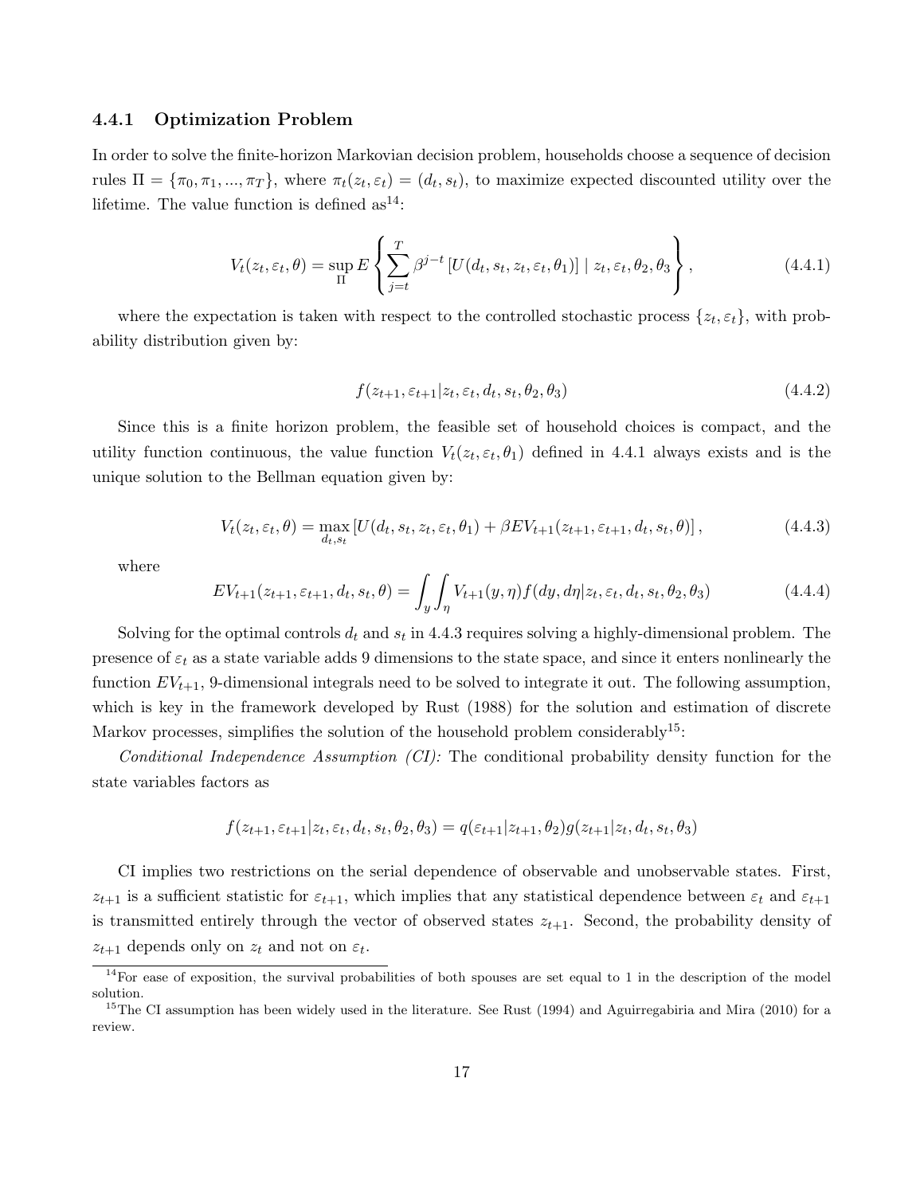### 4.4.1 Optimization Problem

In order to solve the finite-horizon Markovian decision problem, households choose a sequence of decision rules $\Pi = \{\pi_0, \pi_1, ..., \pi_T\}$, where $\pi_t(z_t, \varepsilon_t) = (d_t, s_t)$, to maximize expected discounted utility over the lifetime. The value function is defined as[14]:

$$V_t(z_t, \varepsilon_t, \theta) = \sup_{\Pi} E\left\{\sum_{j=t}^{T} \beta^{j-t}\left[U(d_t, s_t, z_t, \varepsilon_t, \theta_1)\right] \mid z_t, \varepsilon_t, \theta_2, \theta_3\right\}, \tag{4.4.1}$$

where the expectation is taken with respect to the controlled stochastic process $\{z_t, \varepsilon_t\}$, with probability distribution given by:

$$f(z_{t+1}, \varepsilon_{t+1} | z_t, \varepsilon_t, d_t, s_t, \theta_2, \theta_3) \tag{4.4.2}$$

Since this is a finite horizon problem, the feasible set of household choices is compact, and the utility function continuous, the value function $V_t(z_t, \varepsilon_t, \theta_1)$ defined in 4.4.1 always exists and is the unique solution to the Bellman equation given by:

$$V_t(z_t, \varepsilon_t, \theta) = \max_{d_t, s_t}\left[U(d_t, s_t, z_t, \varepsilon_t, \theta_1) + \beta EV_{t+1}(z_{t+1}, \varepsilon_{t+1}, d_t, s_t, \theta)\right], \tag{4.4.3}$$

where

$$EV_{t+1}(z_{t+1}, \varepsilon_{t+1}, d_t, s_t, \theta) = \int_y \int_\eta V_{t+1}(y, \eta) f(dy, d\eta | z_t, \varepsilon_t, d_t, s_t, \theta_2, \theta_3) \tag{4.4.4}$$

Solving for the optimal controls $d_t$ and $s_t$ in 4.4.3 requires solving a highly-dimensional problem. The presence of $\varepsilon_t$ as a state variable adds 9 dimensions to the state space, and since it enters nonlinearly the function $EV_{t+1}$, 9-dimensional integrals need to be solved to integrate it out. The following assumption, which is key in the framework developed by Rust (1988) for the solution and estimation of discrete Markov processes, simplifies the solution of the household problem considerably[15]:

*Conditional Independence Assumption (CI):* The conditional probability density function for the state variables factors as

$$f(z_{t+1}, \varepsilon_{t+1} | z_t, \varepsilon_t, d_t, s_t, \theta_2, \theta_3) = q(\varepsilon_{t+1} | z_{t+1}, \theta_2) g(z_{t+1} | z_t, d_t, s_t, \theta_3)$$

CI implies two restrictions on the serial dependence of observable and unobservable states. First, $z_{t+1}$ is a sufficient statistic for $\varepsilon_{t+1}$, which implies that any statistical dependence between $\varepsilon_t$ and $\varepsilon_{t+1}$ is transmitted entirely through the vector of observed states $z_{t+1}$. Second, the probability density of $z_{t+1}$ depends only on $z_t$ and not on $\varepsilon_t$.

[14] For ease of exposition, the survival probabilities of both spouses are set equal to 1 in the description of the model solution.

[15] The CI assumption has been widely used in the literature. See Rust (1994) and Aguirregabiria and Mira (2010) for a review.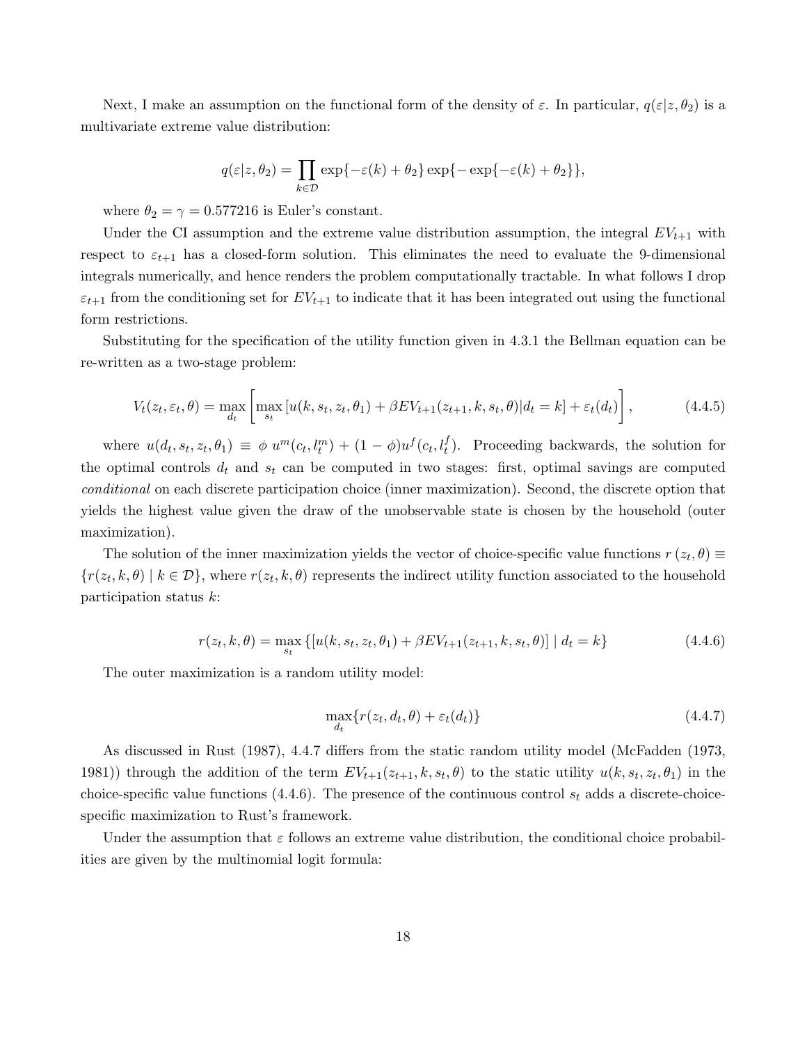Next, I make an assumption on the functional form of the density of $\varepsilon$. In particular, $q(\varepsilon|z,\theta_2)$ is a multivariate extreme value distribution:

$$q(\varepsilon|z,\theta_2) = \prod_{k\in\mathcal{D}} \exp\{-\varepsilon(k)+\theta_2\}\exp\{-\exp\{-\varepsilon(k)+\theta_2\}\},$$

where $\theta_2 = \gamma = 0.577216$ is Euler's constant.

Under the CI assumption and the extreme value distribution assumption, the integral $EV_{t+1}$ with respect to $\varepsilon_{t+1}$ has a closed-form solution. This eliminates the need to evaluate the 9-dimensional integrals numerically, and hence renders the problem computationally tractable. In what follows I drop $\varepsilon_{t+1}$ from the conditioning set for $EV_{t+1}$ to indicate that it has been integrated out using the functional form restrictions.

Substituting for the specification of the utility function given in 4.3.1 the Bellman equation can be re-written as a two-stage problem:

$$V_t(z_t,\varepsilon_t,\theta) = \max_{d_t}\left[\max_{s_t}\left[u(k,s_t,z_t,\theta_1) + \beta EV_{t+1}(z_{t+1},k,s_t,\theta)|d_t=k\right] + \varepsilon_t(d_t)\right], \tag{4.4.5}$$

where $u(d_t,s_t,z_t,\theta_1) \equiv \phi\ u^m(c_t,l_t^m) + (1-\phi)u^f(c_t,l_t^f)$. Proceeding backwards, the solution for the optimal controls $d_t$ and $s_t$ can be computed in two stages: first, optimal savings are computed *conditional* on each discrete participation choice (inner maximization). Second, the discrete option that yields the highest value given the draw of the unobservable state is chosen by the household (outer maximization).

The solution of the inner maximization yields the vector of choice-specific value functions $r(z_t,\theta) \equiv \{r(z_t,k,\theta) \mid k\in\mathcal{D}\}$, where $r(z_t,k,\theta)$ represents the indirect utility function associated to the household participation status $k$:

$$r(z_t,k,\theta) = \max_{s_t}\left\{\left[u(k,s_t,z_t,\theta_1) + \beta EV_{t+1}(z_{t+1},k,s_t,\theta)\right] \mid d_t = k\right\} \tag{4.4.6}$$

The outer maximization is a random utility model:

$$\max_{d_t}\{r(z_t,d_t,\theta) + \varepsilon_t(d_t)\} \tag{4.4.7}$$

As discussed in Rust (1987), 4.4.7 differs from the static random utility model (McFadden (1973, 1981)) through the addition of the term $EV_{t+1}(z_{t+1},k,s_t,\theta)$ to the static utility $u(k,s_t,z_t,\theta_1)$ in the choice-specific value functions (4.4.6). The presence of the continuous control $s_t$ adds a discrete-choice-specific maximization to Rust's framework.

Under the assumption that $\varepsilon$ follows an extreme value distribution, the conditional choice probabilities are given by the multinomial logit formula: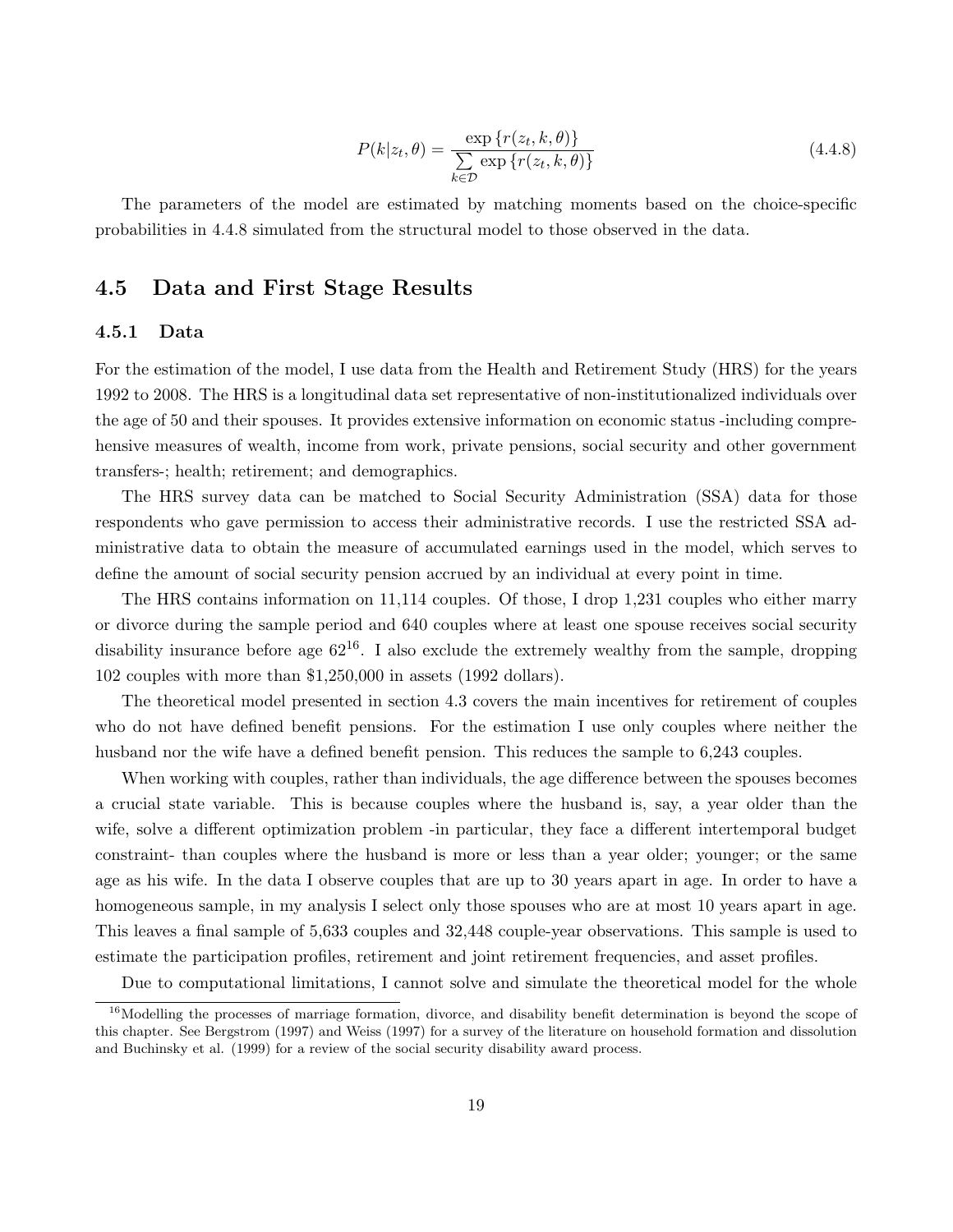$$P(k|z_t, \theta) = \frac{\exp\{r(z_t, k, \theta)\}}{\sum_{k \in \mathcal{D}} \exp\{r(z_t, k, \theta)\}} \tag{4.4.8}$$

The parameters of the model are estimated by matching moments based on the choice-specific probabilities in 4.4.8 simulated from the structural model to those observed in the data.

## 4.5 Data and First Stage Results

### 4.5.1 Data

For the estimation of the model, I use data from the Health and Retirement Study (HRS) for the years 1992 to 2008. The HRS is a longitudinal data set representative of non-institutionalized individuals over the age of 50 and their spouses. It provides extensive information on economic status -including comprehensive measures of wealth, income from work, private pensions, social security and other government transfers-; health; retirement; and demographics.

The HRS survey data can be matched to Social Security Administration (SSA) data for those respondents who gave permission to access their administrative records. I use the restricted SSA administrative data to obtain the measure of accumulated earnings used in the model, which serves to define the amount of social security pension accrued by an individual at every point in time.

The HRS contains information on 11,114 couples. Of those, I drop 1,231 couples who either marry or divorce during the sample period and 640 couples where at least one spouse receives social security disability insurance before age 62[16]. I also exclude the extremely wealthy from the sample, dropping 102 couples with more than $1,250,000 in assets (1992 dollars).

The theoretical model presented in section 4.3 covers the main incentives for retirement of couples who do not have defined benefit pensions. For the estimation I use only couples where neither the husband nor the wife have a defined benefit pension. This reduces the sample to 6,243 couples.

When working with couples, rather than individuals, the age difference between the spouses becomes a crucial state variable. This is because couples where the husband is, say, a year older than the wife, solve a different optimization problem -in particular, they face a different intertemporal budget constraint- than couples where the husband is more or less than a year older; younger; or the same age as his wife. In the data I observe couples that are up to 30 years apart in age. In order to have a homogeneous sample, in my analysis I select only those spouses who are at most 10 years apart in age. This leaves a final sample of 5,633 couples and 32,448 couple-year observations. This sample is used to estimate the participation profiles, retirement and joint retirement frequencies, and asset profiles.

Due to computational limitations, I cannot solve and simulate the theoretical model for the whole

[16] Modelling the processes of marriage formation, divorce, and disability benefit determination is beyond the scope of this chapter. See Bergstrom (1997) and Weiss (1997) for a survey of the literature on household formation and dissolution and Buchinsky et al. (1999) for a review of the social security disability award process.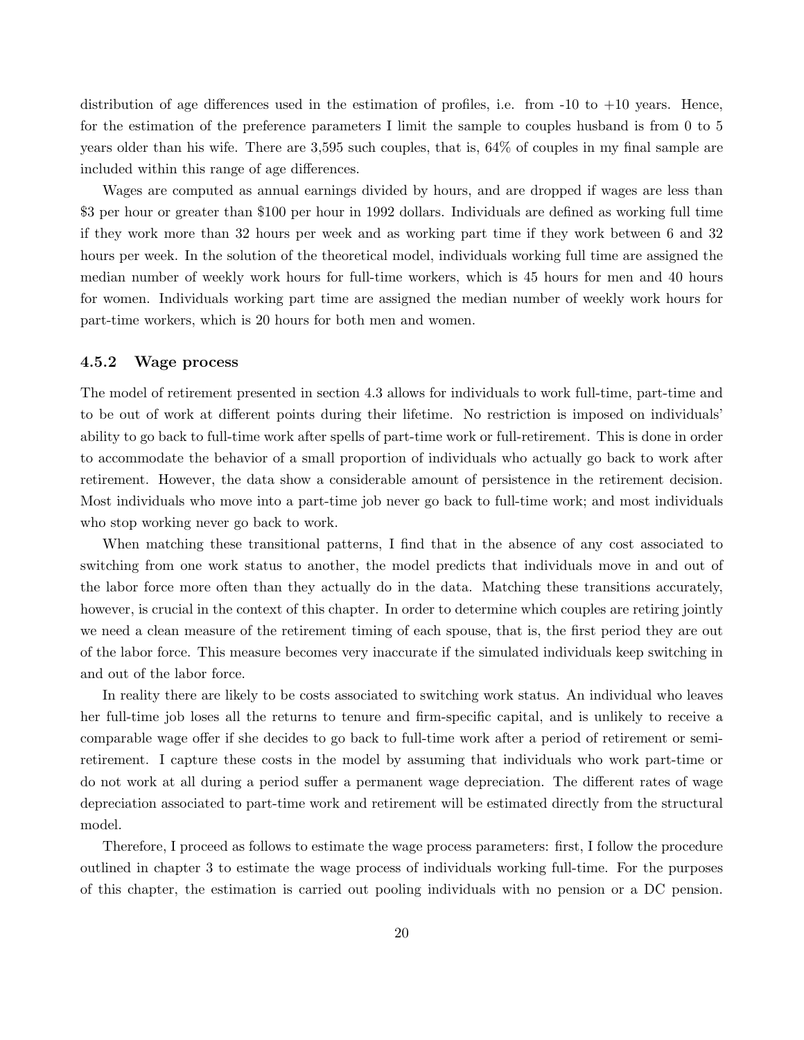distribution of age differences used in the estimation of profiles, i.e. from -10 to +10 years. Hence, for the estimation of the preference parameters I limit the sample to couples husband is from 0 to 5 years older than his wife. There are 3,595 such couples, that is, 64% of couples in my final sample are included within this range of age differences.

Wages are computed as annual earnings divided by hours, and are dropped if wages are less than \$3 per hour or greater than \$100 per hour in 1992 dollars. Individuals are defined as working full time if they work more than 32 hours per week and as working part time if they work between 6 and 32 hours per week. In the solution of the theoretical model, individuals working full time are assigned the median number of weekly work hours for full-time workers, which is 45 hours for men and 40 hours for women. Individuals working part time are assigned the median number of weekly work hours for part-time workers, which is 20 hours for both men and women.

### 4.5.2 Wage process

The model of retirement presented in section 4.3 allows for individuals to work full-time, part-time and to be out of work at different points during their lifetime. No restriction is imposed on individuals' ability to go back to full-time work after spells of part-time work or full-retirement. This is done in order to accommodate the behavior of a small proportion of individuals who actually go back to work after retirement. However, the data show a considerable amount of persistence in the retirement decision. Most individuals who move into a part-time job never go back to full-time work; and most individuals who stop working never go back to work.

When matching these transitional patterns, I find that in the absence of any cost associated to switching from one work status to another, the model predicts that individuals move in and out of the labor force more often than they actually do in the data. Matching these transitions accurately, however, is crucial in the context of this chapter. In order to determine which couples are retiring jointly we need a clean measure of the retirement timing of each spouse, that is, the first period they are out of the labor force. This measure becomes very inaccurate if the simulated individuals keep switching in and out of the labor force.

In reality there are likely to be costs associated to switching work status. An individual who leaves her full-time job loses all the returns to tenure and firm-specific capital, and is unlikely to receive a comparable wage offer if she decides to go back to full-time work after a period of retirement or semi-retirement. I capture these costs in the model by assuming that individuals who work part-time or do not work at all during a period suffer a permanent wage depreciation. The different rates of wage depreciation associated to part-time work and retirement will be estimated directly from the structural model.

Therefore, I proceed as follows to estimate the wage process parameters: first, I follow the procedure outlined in chapter 3 to estimate the wage process of individuals working full-time. For the purposes of this chapter, the estimation is carried out pooling individuals with no pension or a DC pension.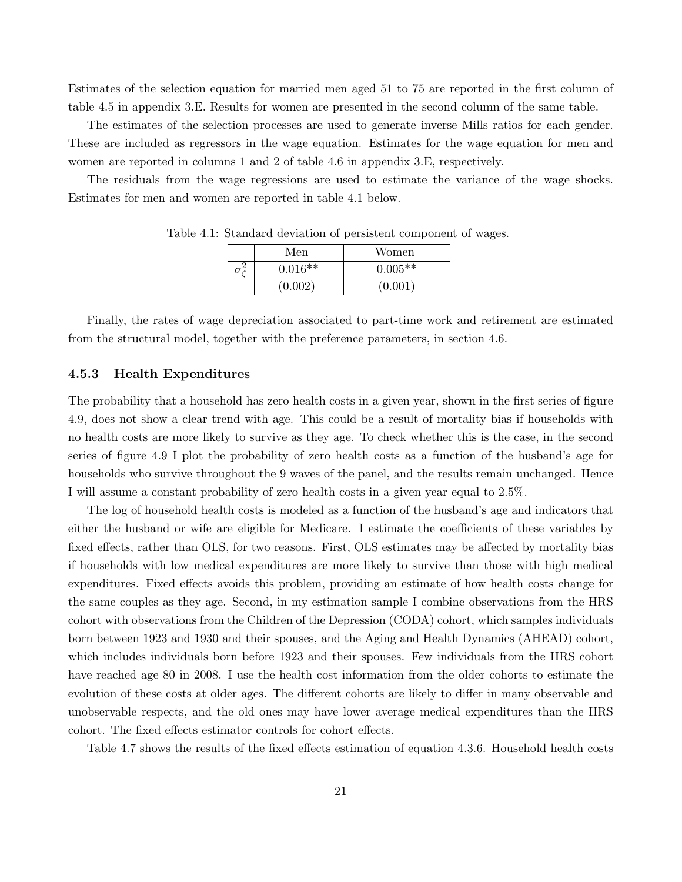Estimates of the selection equation for married men aged 51 to 75 are reported in the first column of table 4.5 in appendix 3.E. Results for women are presented in the second column of the same table.

The estimates of the selection processes are used to generate inverse Mills ratios for each gender. These are included as regressors in the wage equation. Estimates for the wage equation for men and women are reported in columns 1 and 2 of table 4.6 in appendix 3.E, respectively.

The residuals from the wage regressions are used to estimate the variance of the wage shocks. Estimates for men and women are reported in table 4.1 below.

Table 4.1: Standard deviation of persistent component of wages.

| | Men | Women |
|---|---|---|
| $\sigma_\zeta^2$ | 0.016** | 0.005** |
| | (0.002) | (0.001) |

Finally, the rates of wage depreciation associated to part-time work and retirement are estimated from the structural model, together with the preference parameters, in section 4.6.

### 4.5.3 Health Expenditures

The probability that a household has zero health costs in a given year, shown in the first series of figure 4.9, does not show a clear trend with age. This could be a result of mortality bias if households with no health costs are more likely to survive as they age. To check whether this is the case, in the second series of figure 4.9 I plot the probability of zero health costs as a function of the husband's age for households who survive throughout the 9 waves of the panel, and the results remain unchanged. Hence I will assume a constant probability of zero health costs in a given year equal to 2.5%.

The log of household health costs is modeled as a function of the husband's age and indicators that either the husband or wife are eligible for Medicare. I estimate the coefficients of these variables by fixed effects, rather than OLS, for two reasons. First, OLS estimates may be affected by mortality bias if households with low medical expenditures are more likely to survive than those with high medical expenditures. Fixed effects avoids this problem, providing an estimate of how health costs change for the same couples as they age. Second, in my estimation sample I combine observations from the HRS cohort with observations from the Children of the Depression (CODA) cohort, which samples individuals born between 1923 and 1930 and their spouses, and the Aging and Health Dynamics (AHEAD) cohort, which includes individuals born before 1923 and their spouses. Few individuals from the HRS cohort have reached age 80 in 2008. I use the health cost information from the older cohorts to estimate the evolution of these costs at older ages. The different cohorts are likely to differ in many observable and unobservable respects, and the old ones may have lower average medical expenditures than the HRS cohort. The fixed effects estimator controls for cohort effects.

Table 4.7 shows the results of the fixed effects estimation of equation 4.3.6. Household health costs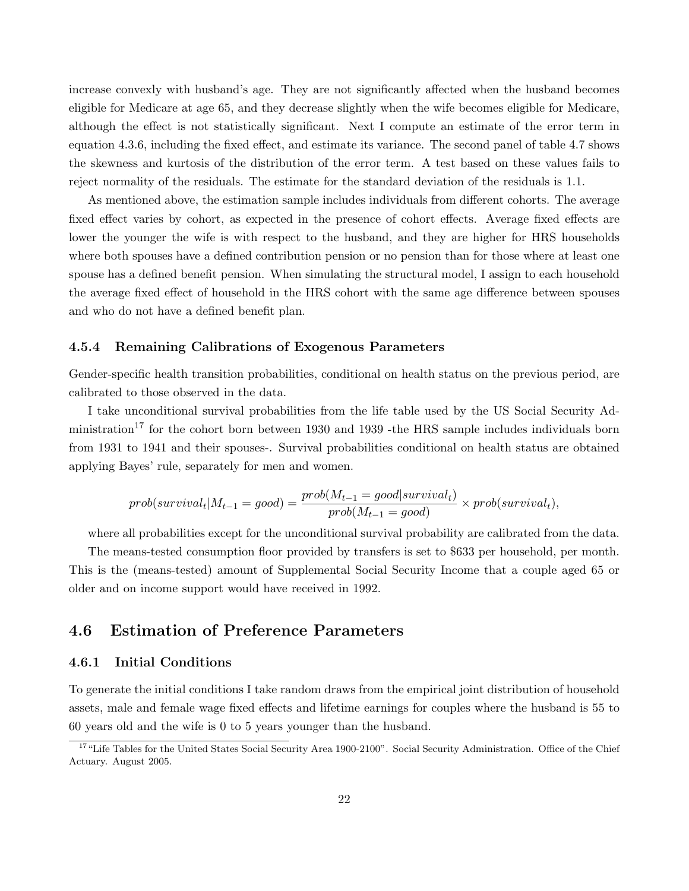increase convexly with husband's age. They are not significantly affected when the husband becomes eligible for Medicare at age 65, and they decrease slightly when the wife becomes eligible for Medicare, although the effect is not statistically significant. Next I compute an estimate of the error term in equation 4.3.6, including the fixed effect, and estimate its variance. The second panel of table 4.7 shows the skewness and kurtosis of the distribution of the error term. A test based on these values fails to reject normality of the residuals. The estimate for the standard deviation of the residuals is 1.1.

As mentioned above, the estimation sample includes individuals from different cohorts. The average fixed effect varies by cohort, as expected in the presence of cohort effects. Average fixed effects are lower the younger the wife is with respect to the husband, and they are higher for HRS households where both spouses have a defined contribution pension or no pension than for those where at least one spouse has a defined benefit pension. When simulating the structural model, I assign to each household the average fixed effect of household in the HRS cohort with the same age difference between spouses and who do not have a defined benefit plan.

### 4.5.4 Remaining Calibrations of Exogenous Parameters

Gender-specific health transition probabilities, conditional on health status on the previous period, are calibrated to those observed in the data.

I take unconditional survival probabilities from the life table used by the US Social Security Administration[17] for the cohort born between 1930 and 1939 -the HRS sample includes individuals born from 1931 to 1941 and their spouses-. Survival probabilities conditional on health status are obtained applying Bayes' rule, separately for men and women.

$$prob(survival_t|M_{t-1} = good) = \frac{prob(M_{t-1} = good|survival_t)}{prob(M_{t-1} = good)} \times prob(survival_t),$$

where all probabilities except for the unconditional survival probability are calibrated from the data.

The means-tested consumption floor provided by transfers is set to \$633 per household, per month. This is the (means-tested) amount of Supplemental Social Security Income that a couple aged 65 or older and on income support would have received in 1992.

## 4.6 Estimation of Preference Parameters

### 4.6.1 Initial Conditions

To generate the initial conditions I take random draws from the empirical joint distribution of household assets, male and female wage fixed effects and lifetime earnings for couples where the husband is 55 to 60 years old and the wife is 0 to 5 years younger than the husband.

[17] "Life Tables for the United States Social Security Area 1900-2100". Social Security Administration. Office of the Chief Actuary. August 2005.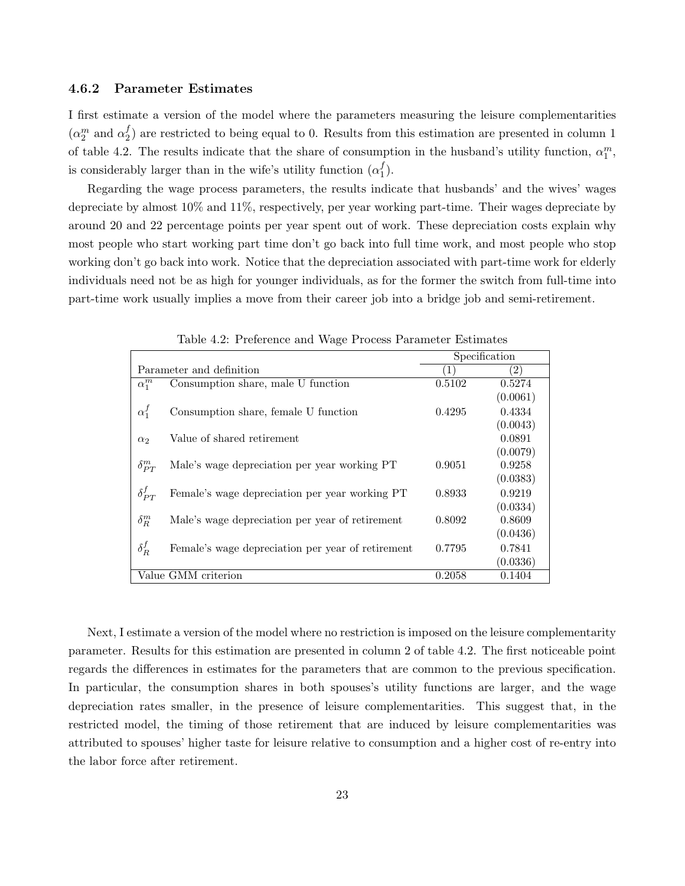### 4.6.2 Parameter Estimates

I first estimate a version of the model where the parameters measuring the leisure complementarities ($\alpha_2^m$ and $\alpha_2^f$) are restricted to being equal to 0. Results from this estimation are presented in column 1 of table 4.2. The results indicate that the share of consumption in the husband's utility function, $\alpha_1^m$, is considerably larger than in the wife's utility function ($\alpha_1^f$).

Regarding the wage process parameters, the results indicate that husbands' and the wives' wages depreciate by almost 10% and 11%, respectively, per year working part-time. Their wages depreciate by around 20 and 22 percentage points per year spent out of work. These depreciation costs explain why most people who start working part time don't go back into full time work, and most people who stop working don't go back into work. Notice that the depreciation associated with part-time work for elderly individuals need not be as high for younger individuals, as for the former the switch from full-time into part-time work usually implies a move from their career job into a bridge job and semi-retirement.

Table 4.2: Preference and Wage Process Parameter Estimates

| Parameter and definition | | Specification | |
|---|---|---|---|
| | | (1) | (2) |
| $\alpha_1^m$ | Consumption share, male U function | 0.5102 | 0.5274 |
| | | | (0.0061) |
| $\alpha_1^f$ | Consumption share, female U function | 0.4295 | 0.4334 |
| | | | (0.0043) |
| $\alpha_2$ | Value of shared retirement | | 0.0891 |
| | | | (0.0079) |
| $\delta_{PT}^m$ | Male's wage depreciation per year working PT | 0.9051 | 0.9258 |
| | | | (0.0383) |
| $\delta_{PT}^f$ | Female's wage depreciation per year working PT | 0.8933 | 0.9219 |
| | | | (0.0334) |
| $\delta_R^m$ | Male's wage depreciation per year of retirement | 0.8092 | 0.8609 |
| | | | (0.0436) |
| $\delta_R^f$ | Female's wage depreciation per year of retirement | 0.7795 | 0.7841 |
| | | | (0.0336) |
| Value GMM criterion | | 0.2058 | 0.1404 |

Next, I estimate a version of the model where no restriction is imposed on the leisure complementarity parameter. Results for this estimation are presented in column 2 of table 4.2. The first noticeable point regards the differences in estimates for the parameters that are common to the previous specification. In particular, the consumption shares in both spouses's utility functions are larger, and the wage depreciation rates smaller, in the presence of leisure complementarities. This suggest that, in the restricted model, the timing of those retirement that are induced by leisure complementarities was attributed to spouses' higher taste for leisure relative to consumption and a higher cost of re-entry into the labor force after retirement.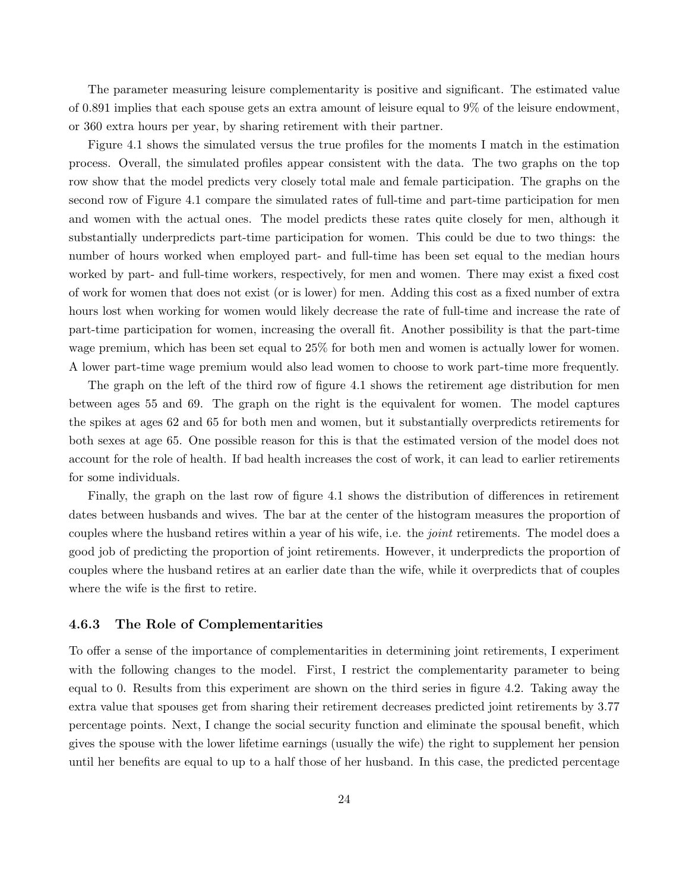The parameter measuring leisure complementarity is positive and significant. The estimated value of 0.891 implies that each spouse gets an extra amount of leisure equal to 9% of the leisure endowment, or 360 extra hours per year, by sharing retirement with their partner.

Figure 4.1 shows the simulated versus the true profiles for the moments I match in the estimation process. Overall, the simulated profiles appear consistent with the data. The two graphs on the top row show that the model predicts very closely total male and female participation. The graphs on the second row of Figure 4.1 compare the simulated rates of full-time and part-time participation for men and women with the actual ones. The model predicts these rates quite closely for men, although it substantially underpredicts part-time participation for women. This could be due to two things: the number of hours worked when employed part- and full-time has been set equal to the median hours worked by part- and full-time workers, respectively, for men and women. There may exist a fixed cost of work for women that does not exist (or is lower) for men. Adding this cost as a fixed number of extra hours lost when working for women would likely decrease the rate of full-time and increase the rate of part-time participation for women, increasing the overall fit. Another possibility is that the part-time wage premium, which has been set equal to 25% for both men and women is actually lower for women. A lower part-time wage premium would also lead women to choose to work part-time more frequently.

The graph on the left of the third row of figure 4.1 shows the retirement age distribution for men between ages 55 and 69. The graph on the right is the equivalent for women. The model captures the spikes at ages 62 and 65 for both men and women, but it substantially overpredicts retirements for both sexes at age 65. One possible reason for this is that the estimated version of the model does not account for the role of health. If bad health increases the cost of work, it can lead to earlier retirements for some individuals.

Finally, the graph on the last row of figure 4.1 shows the distribution of differences in retirement dates between husbands and wives. The bar at the center of the histogram measures the proportion of couples where the husband retires within a year of his wife, i.e. the *joint* retirements. The model does a good job of predicting the proportion of joint retirements. However, it underpredicts the proportion of couples where the husband retires at an earlier date than the wife, while it overpredicts that of couples where the wife is the first to retire.

### 4.6.3 The Role of Complementarities

To offer a sense of the importance of complementarities in determining joint retirements, I experiment with the following changes to the model. First, I restrict the complementarity parameter to being equal to 0. Results from this experiment are shown on the third series in figure 4.2. Taking away the extra value that spouses get from sharing their retirement decreases predicted joint retirements by 3.77 percentage points. Next, I change the social security function and eliminate the spousal benefit, which gives the spouse with the lower lifetime earnings (usually the wife) the right to supplement her pension until her benefits are equal to up to a half those of her husband. In this case, the predicted percentage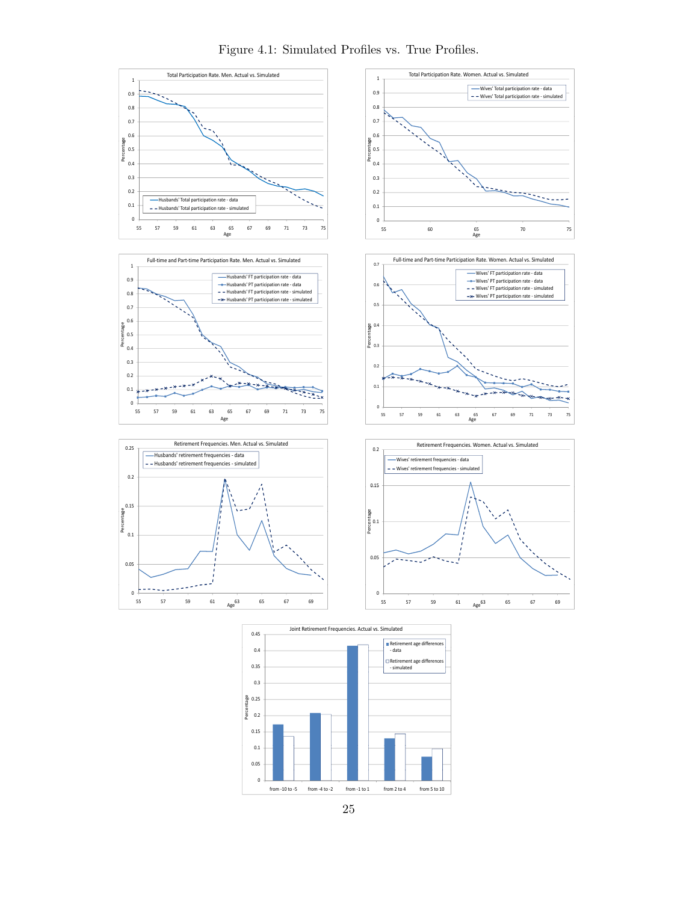Figure 4.1: Simulated Profiles vs. True Profiles.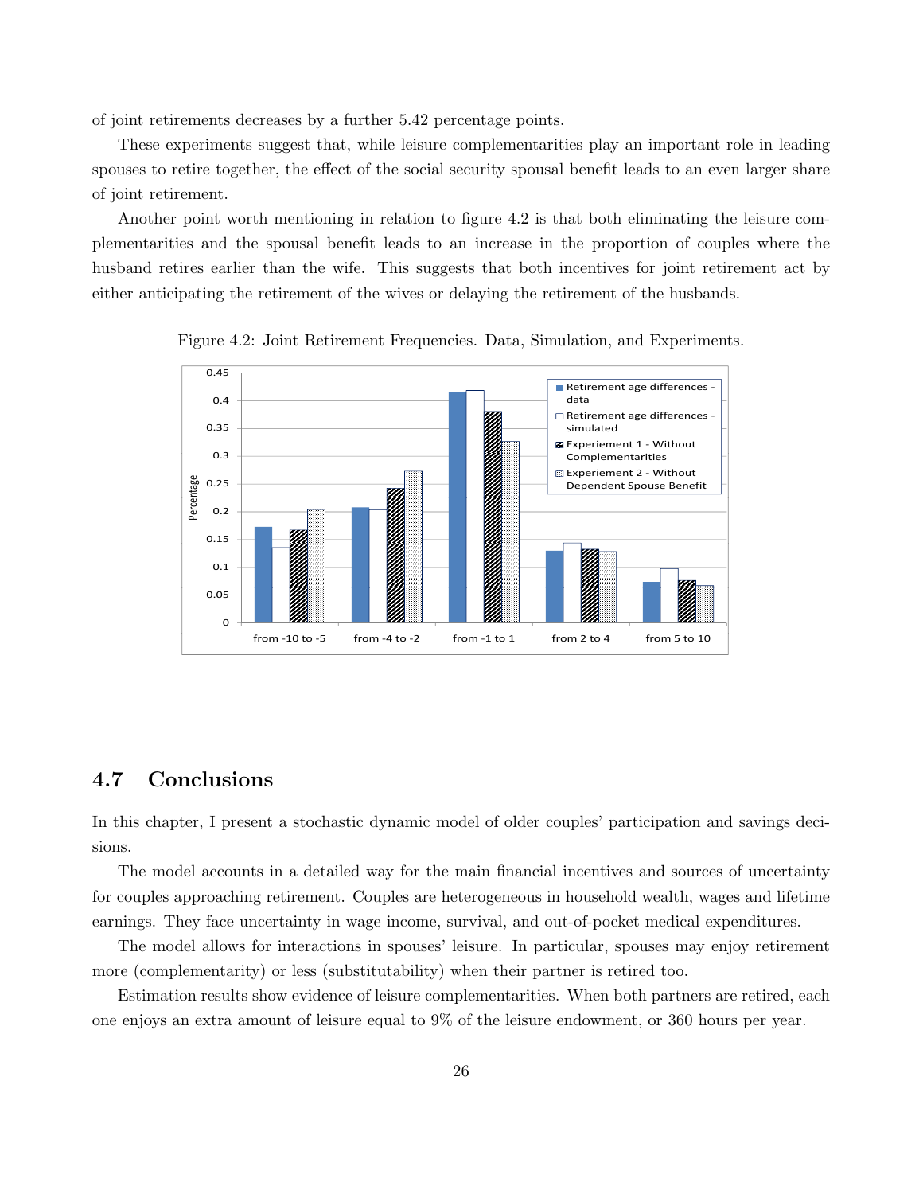of joint retirements decreases by a further 5.42 percentage points.

These experiments suggest that, while leisure complementarities play an important role in leading spouses to retire together, the effect of the social security spousal benefit leads to an even larger share of joint retirement.

Another point worth mentioning in relation to figure 4.2 is that both eliminating the leisure complementarities and the spousal benefit leads to an increase in the proportion of couples where the husband retires earlier than the wife. This suggests that both incentives for joint retirement act by either anticipating the retirement of the wives or delaying the retirement of the husbands.

Figure 4.2: Joint Retirement Frequencies. Data, Simulation, and Experiments.

## 4.7 Conclusions

In this chapter, I present a stochastic dynamic model of older couples' participation and savings decisions.

The model accounts in a detailed way for the main financial incentives and sources of uncertainty for couples approaching retirement. Couples are heterogeneous in household wealth, wages and lifetime earnings. They face uncertainty in wage income, survival, and out-of-pocket medical expenditures.

The model allows for interactions in spouses' leisure. In particular, spouses may enjoy retirement more (complementarity) or less (substitutability) when their partner is retired too.

Estimation results show evidence of leisure complementarities. When both partners are retired, each one enjoys an extra amount of leisure equal to 9% of the leisure endowment, or 360 hours per year.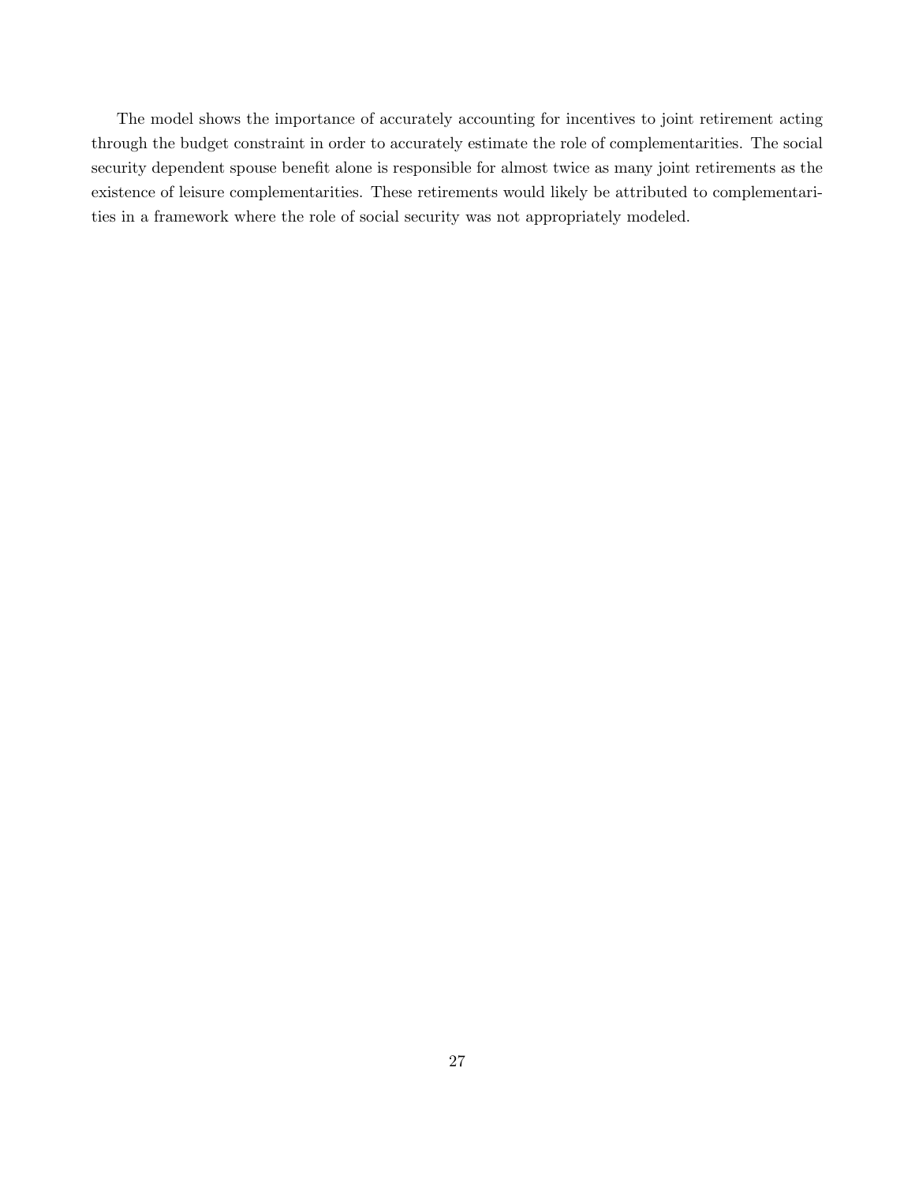The model shows the importance of accurately accounting for incentives to joint retirement acting through the budget constraint in order to accurately estimate the role of complementarities. The social security dependent spouse benefit alone is responsible for almost twice as many joint retirements as the existence of leisure complementarities. These retirements would likely be attributed to complementarities in a framework where the role of social security was not appropriately modeled.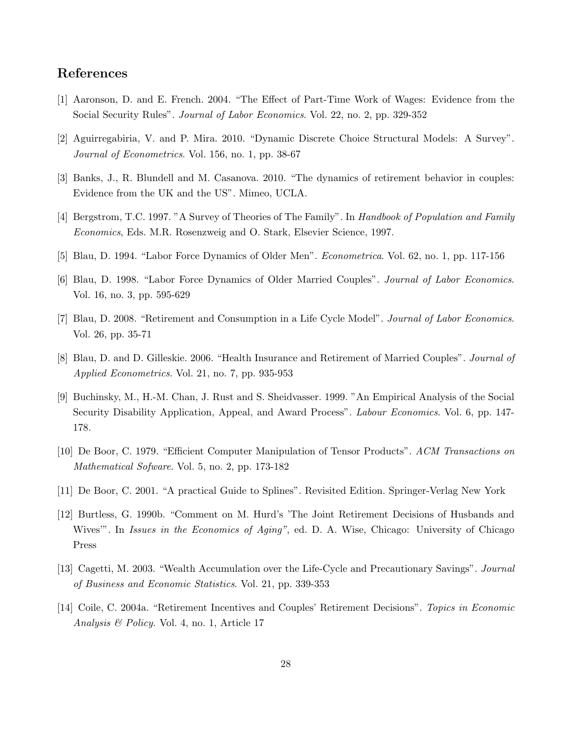## References

[1] Aaronson, D. and E. French. 2004. "The Effect of Part-Time Work of Wages: Evidence from the Social Security Rules". *Journal of Labor Economics*. Vol. 22, no. 2, pp. 329-352

[2] Aguirregabiria, V. and P. Mira. 2010. "Dynamic Discrete Choice Structural Models: A Survey". *Journal of Econometrics*. Vol. 156, no. 1, pp. 38-67

[3] Banks, J., R. Blundell and M. Casanova. 2010. "The dynamics of retirement behavior in couples: Evidence from the UK and the US". Mimeo, UCLA.

[4] Bergstrom, T.C. 1997. "A Survey of Theories of The Family". In *Handbook of Population and Family Economics*, Eds. M.R. Rosenzweig and O. Stark, Elsevier Science, 1997.

[5] Blau, D. 1994. "Labor Force Dynamics of Older Men". *Econometrica*. Vol. 62, no. 1, pp. 117-156

[6] Blau, D. 1998. "Labor Force Dynamics of Older Married Couples". *Journal of Labor Economics*. Vol. 16, no. 3, pp. 595-629

[7] Blau, D. 2008. "Retirement and Consumption in a Life Cycle Model". *Journal of Labor Economics*. Vol. 26, pp. 35-71

[8] Blau, D. and D. Gilleskie. 2006. "Health Insurance and Retirement of Married Couples". *Journal of Applied Econometrics*. Vol. 21, no. 7, pp. 935-953

[9] Buchinsky, M., H.-M. Chan, J. Rust and S. Sheidvasser. 1999. "An Empirical Analysis of the Social Security Disability Application, Appeal, and Award Process". *Labour Economics*. Vol. 6, pp. 147-178.

[10] De Boor, C. 1979. "Efficient Computer Manipulation of Tensor Products". *ACM Transactions on Mathematical Sofware*. Vol. 5, no. 2, pp. 173-182

[11] De Boor, C. 2001. "A practical Guide to Splines". Revisited Edition. Springer-Verlag New York

[12] Burtless, G. 1990b. "Comment on M. Hurd's 'The Joint Retirement Decisions of Husbands and Wives'". In *Issues in the Economics of Aging"*, ed. D. A. Wise, Chicago: University of Chicago Press

[13] Cagetti, M. 2003. "Wealth Accumulation over the Life-Cycle and Precautionary Savings". *Journal of Business and Economic Statistics*. Vol. 21, pp. 339-353

[14] Coile, C. 2004a. "Retirement Incentives and Couples' Retirement Decisions". *Topics in Economic Analysis & Policy*. Vol. 4, no. 1, Article 17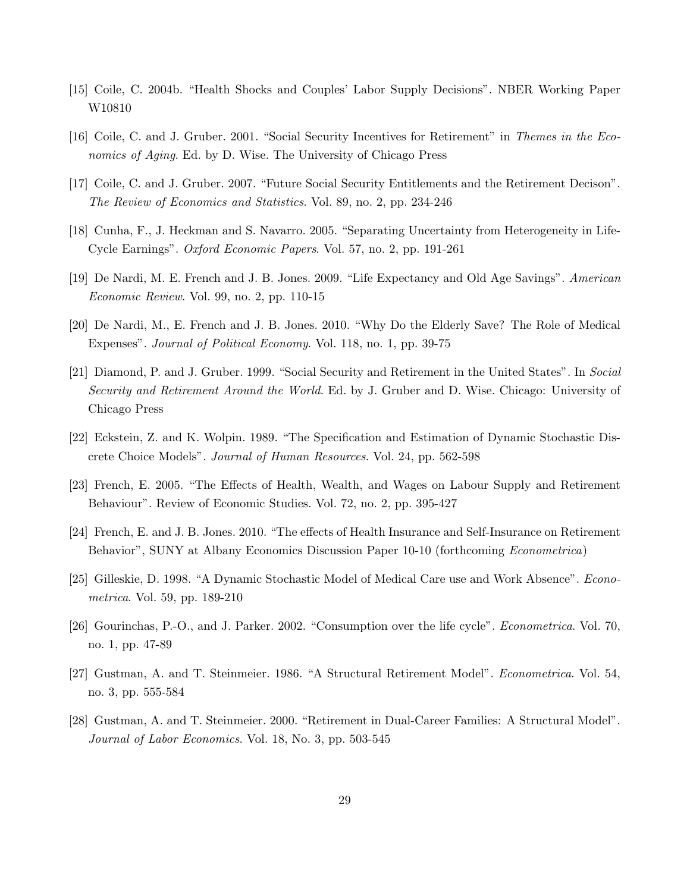[15] Coile, C. 2004b. "Health Shocks and Couples' Labor Supply Decisions". NBER Working Paper W10810

[16] Coile, C. and J. Gruber. 2001. "Social Security Incentives for Retirement" in *Themes in the Economics of Aging*. Ed. by D. Wise. The University of Chicago Press

[17] Coile, C. and J. Gruber. 2007. "Future Social Security Entitlements and the Retirement Decison". *The Review of Economics and Statistics*. Vol. 89, no. 2, pp. 234-246

[18] Cunha, F., J. Heckman and S. Navarro. 2005. "Separating Uncertainty from Heterogeneity in Life-Cycle Earnings". *Oxford Economic Papers*. Vol. 57, no. 2, pp. 191-261

[19] De Nardi, M. E. French and J. B. Jones. 2009. "Life Expectancy and Old Age Savings". *American Economic Review*. Vol. 99, no. 2, pp. 110-15

[20] De Nardi, M., E. French and J. B. Jones. 2010. "Why Do the Elderly Save? The Role of Medical Expenses". *Journal of Political Economy*. Vol. 118, no. 1, pp. 39-75

[21] Diamond, P. and J. Gruber. 1999. "Social Security and Retirement in the United States". In *Social Security and Retirement Around the World*. Ed. by J. Gruber and D. Wise. Chicago: University of Chicago Press

[22] Eckstein, Z. and K. Wolpin. 1989. "The Specification and Estimation of Dynamic Stochastic Discrete Choice Models". *Journal of Human Resources*. Vol. 24, pp. 562-598

[23] French, E. 2005. "The Effects of Health, Wealth, and Wages on Labour Supply and Retirement Behaviour". Review of Economic Studies. Vol. 72, no. 2, pp. 395-427

[24] French, E. and J. B. Jones. 2010. "The effects of Health Insurance and Self-Insurance on Retirement Behavior", SUNY at Albany Economics Discussion Paper 10-10 (forthcoming *Econometrica*)

[25] Gilleskie, D. 1998. "A Dynamic Stochastic Model of Medical Care use and Work Absence". *Econometrica*. Vol. 59, pp. 189-210

[26] Gourinchas, P.-O., and J. Parker. 2002. "Consumption over the life cycle". *Econometrica*. Vol. 70, no. 1, pp. 47-89

[27] Gustman, A. and T. Steinmeier. 1986. "A Structural Retirement Model". *Econometrica*. Vol. 54, no. 3, pp. 555-584

[28] Gustman, A. and T. Steinmeier. 2000. "Retirement in Dual-Career Families: A Structural Model". *Journal of Labor Economics*. Vol. 18, No. 3, pp. 503-545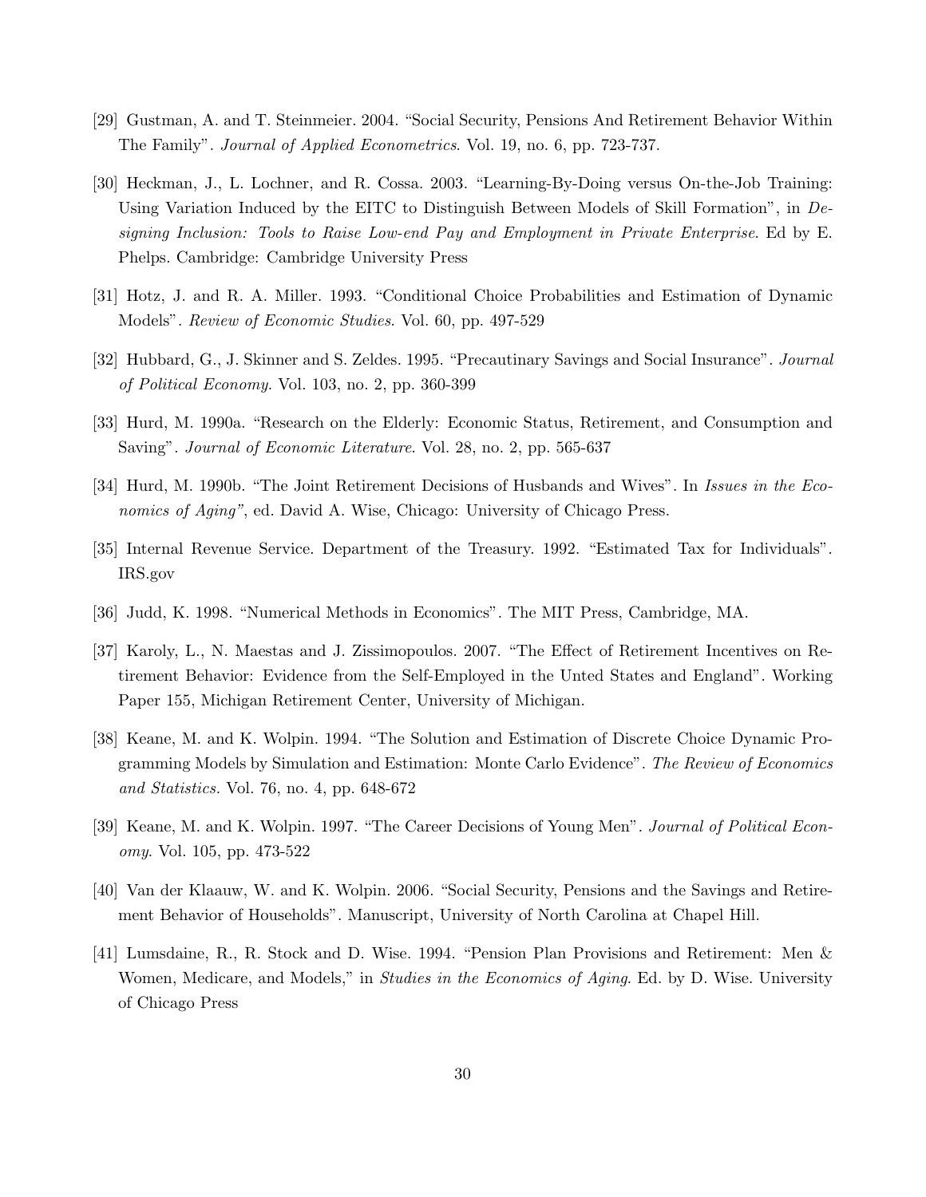[29] Gustman, A. and T. Steinmeier. 2004. "Social Security, Pensions And Retirement Behavior Within The Family". *Journal of Applied Econometrics*. Vol. 19, no. 6, pp. 723-737.

[30] Heckman, J., L. Lochner, and R. Cossa. 2003. "Learning-By-Doing versus On-the-Job Training: Using Variation Induced by the EITC to Distinguish Between Models of Skill Formation", in *Designing Inclusion: Tools to Raise Low-end Pay and Employment in Private Enterprise*. Ed by E. Phelps. Cambridge: Cambridge University Press

[31] Hotz, J. and R. A. Miller. 1993. "Conditional Choice Probabilities and Estimation of Dynamic Models". *Review of Economic Studies*. Vol. 60, pp. 497-529

[32] Hubbard, G., J. Skinner and S. Zeldes. 1995. "Precautinary Savings and Social Insurance". *Journal of Political Economy*. Vol. 103, no. 2, pp. 360-399

[33] Hurd, M. 1990a. "Research on the Elderly: Economic Status, Retirement, and Consumption and Saving". *Journal of Economic Literature*. Vol. 28, no. 2, pp. 565-637

[34] Hurd, M. 1990b. "The Joint Retirement Decisions of Husbands and Wives". In *Issues in the Economics of Aging"*, ed. David A. Wise, Chicago: University of Chicago Press.

[35] Internal Revenue Service. Department of the Treasury. 1992. "Estimated Tax for Individuals". IRS.gov

[36] Judd, K. 1998. "Numerical Methods in Economics". The MIT Press, Cambridge, MA.

[37] Karoly, L., N. Maestas and J. Zissimopoulos. 2007. "The Effect of Retirement Incentives on Retirement Behavior: Evidence from the Self-Employed in the Unted States and England". Working Paper 155, Michigan Retirement Center, University of Michigan.

[38] Keane, M. and K. Wolpin. 1994. "The Solution and Estimation of Discrete Choice Dynamic Programming Models by Simulation and Estimation: Monte Carlo Evidence". *The Review of Economics and Statistics.* Vol. 76, no. 4, pp. 648-672

[39] Keane, M. and K. Wolpin. 1997. "The Career Decisions of Young Men". *Journal of Political Economy*. Vol. 105, pp. 473-522

[40] Van der Klaauw, W. and K. Wolpin. 2006. "Social Security, Pensions and the Savings and Retirement Behavior of Households". Manuscript, University of North Carolina at Chapel Hill.

[41] Lumsdaine, R., R. Stock and D. Wise. 1994. "Pension Plan Provisions and Retirement: Men & Women, Medicare, and Models," in *Studies in the Economics of Aging*. Ed. by D. Wise. University of Chicago Press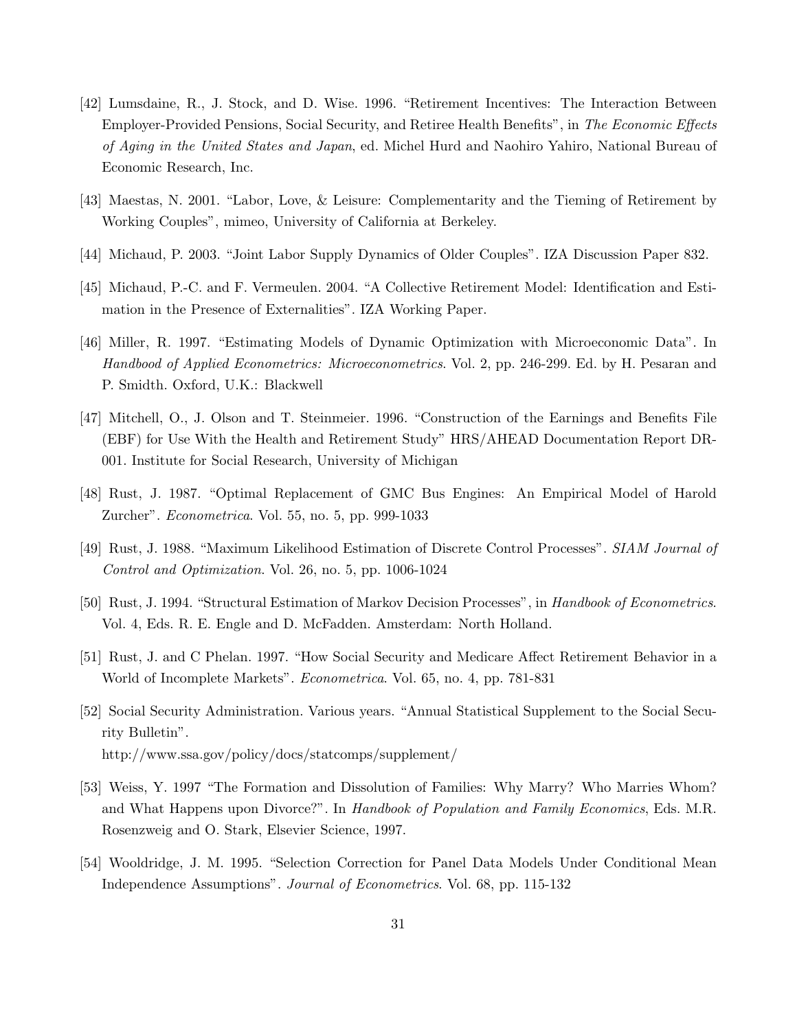[42] Lumsdaine, R., J. Stock, and D. Wise. 1996. "Retirement Incentives: The Interaction Between Employer-Provided Pensions, Social Security, and Retiree Health Benefits", in *The Economic Effects of Aging in the United States and Japan*, ed. Michel Hurd and Naohiro Yahiro, National Bureau of Economic Research, Inc.

[43] Maestas, N. 2001. "Labor, Love, & Leisure: Complementarity and the Tieming of Retirement by Working Couples", mimeo, University of California at Berkeley.

[44] Michaud, P. 2003. "Joint Labor Supply Dynamics of Older Couples". IZA Discussion Paper 832.

[45] Michaud, P.-C. and F. Vermeulen. 2004. "A Collective Retirement Model: Identification and Estimation in the Presence of Externalities". IZA Working Paper.

[46] Miller, R. 1997. "Estimating Models of Dynamic Optimization with Microeconomic Data". In *Handbood of Applied Econometrics: Microeconometrics*. Vol. 2, pp. 246-299. Ed. by H. Pesaran and P. Smidth. Oxford, U.K.: Blackwell

[47] Mitchell, O., J. Olson and T. Steinmeier. 1996. "Construction of the Earnings and Benefits File (EBF) for Use With the Health and Retirement Study" HRS/AHEAD Documentation Report DR-001. Institute for Social Research, University of Michigan

[48] Rust, J. 1987. "Optimal Replacement of GMC Bus Engines: An Empirical Model of Harold Zurcher". *Econometrica*. Vol. 55, no. 5, pp. 999-1033

[49] Rust, J. 1988. "Maximum Likelihood Estimation of Discrete Control Processes". *SIAM Journal of Control and Optimization*. Vol. 26, no. 5, pp. 1006-1024

[50] Rust, J. 1994. "Structural Estimation of Markov Decision Processes", in *Handbook of Econometrics*. Vol. 4, Eds. R. E. Engle and D. McFadden. Amsterdam: North Holland.

[51] Rust, J. and C Phelan. 1997. "How Social Security and Medicare Affect Retirement Behavior in a World of Incomplete Markets". *Econometrica*. Vol. 65, no. 4, pp. 781-831

[52] Social Security Administration. Various years. "Annual Statistical Supplement to the Social Security Bulletin".
http://www.ssa.gov/policy/docs/statcomps/supplement/

[53] Weiss, Y. 1997 "The Formation and Dissolution of Families: Why Marry? Who Marries Whom? and What Happens upon Divorce?". In *Handbook of Population and Family Economics*, Eds. M.R. Rosenzweig and O. Stark, Elsevier Science, 1997.

[54] Wooldridge, J. M. 1995. "Selection Correction for Panel Data Models Under Conditional Mean Independence Assumptions". *Journal of Econometrics*. Vol. 68, pp. 115-132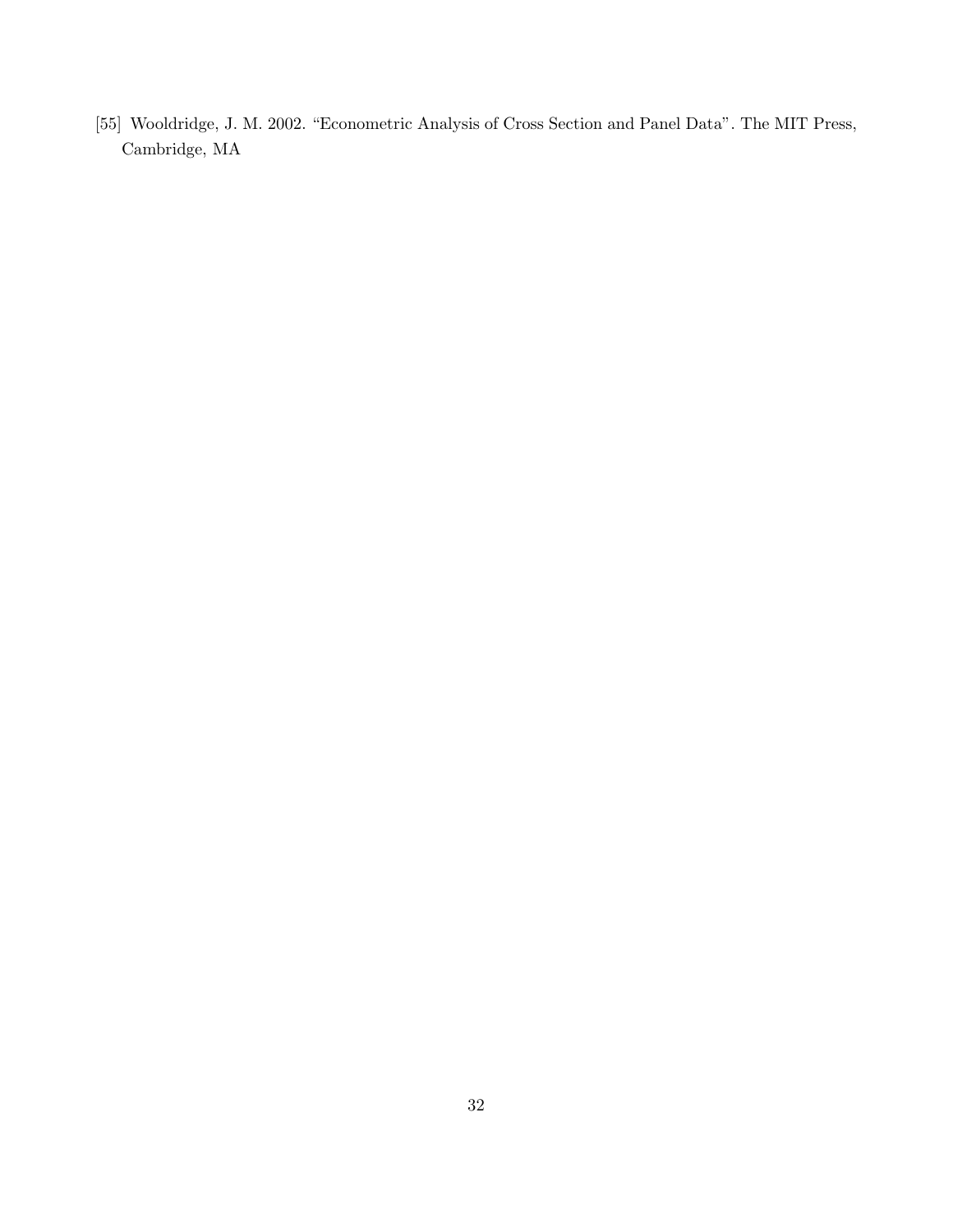[55] Wooldridge, J. M. 2002. "Econometric Analysis of Cross Section and Panel Data". The MIT Press, Cambridge, MA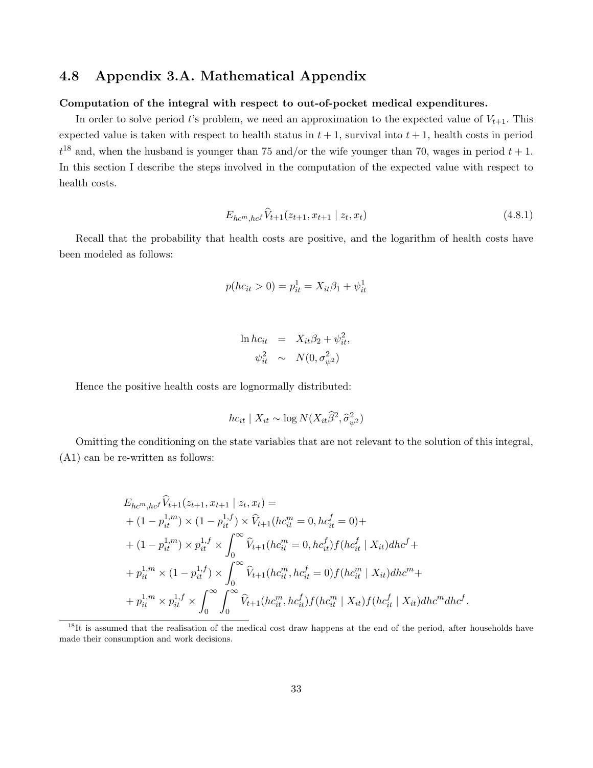## 4.8 Appendix 3.A. Mathematical Appendix

**Computation of the integral with respect to out-of-pocket medical expenditures.**

In order to solve period $t$'s problem, we need an approximation to the expected value of $V_{t+1}$. This expected value is taken with respect to health status in $t+1$, survival into $t+1$, health costs in period $t$[18] and, when the husband is younger than 75 and/or the wife younger than 70, wages in period $t+1$. In this section I describe the steps involved in the computation of the expected value with respect to health costs.

$$E_{hc^m,hc^f}\widehat{V}_{t+1}(z_{t+1}, x_{t+1} \mid z_t, x_t) \tag{4.8.1}$$

Recall that the probability that health costs are positive, and the logarithm of health costs have been modeled as follows:

$$p(hc_{it} > 0) = p_{it}^1 = X_{it}\beta_1 + \psi_{it}^1$$

$$\begin{aligned} \ln hc_{it} &= X_{it}\beta_2 + \psi_{it}^2, \\ \psi_{it}^2 &\sim N(0, \sigma_{\psi^2}^2) \end{aligned}$$

Hence the positive health costs are lognormally distributed:

$$hc_{it} \mid X_{it} \sim \log N(X_{it}\widehat{\beta}^2, \widehat{\sigma}_{\psi^2}^2)$$

Omitting the conditioning on the state variables that are not relevant to the solution of this integral, (A1) can be re-written as follows:

$$\begin{aligned} &E_{hc^m,hc^f}\widehat{V}_{t+1}(z_{t+1}, x_{t+1} \mid z_t, x_t) = \\ &+ (1 - p_{it}^{1,m}) \times (1 - p_{it}^{1,f}) \times \widehat{V}_{t+1}(hc_{it}^m = 0, hc_{it}^f = 0) + \\ &+ (1 - p_{it}^{1,m}) \times p_{it}^{1,f} \times \int_0^\infty \widehat{V}_{t+1}(hc_{it}^m = 0, hc_{it}^f) f(hc_{it}^f \mid X_{it}) dhc^f + \\ &+ p_{it}^{1,m} \times (1 - p_{it}^{1,f}) \times \int_0^\infty \widehat{V}_{t+1}(hc_{it}^m, hc_{it}^f = 0) f(hc_{it}^m \mid X_{it}) dhc^m + \\ &+ p_{it}^{1,m} \times p_{it}^{1,f} \times \int_0^\infty \int_0^\infty \widehat{V}_{t+1}(hc_{it}^m, hc_{it}^f) f(hc_{it}^m \mid X_{it}) f(hc_{it}^f \mid X_{it}) dhc^m dhc^f. \end{aligned}$$

[18] It is assumed that the realisation of the medical cost draw happens at the end of the period, after households have made their consumption and work decisions.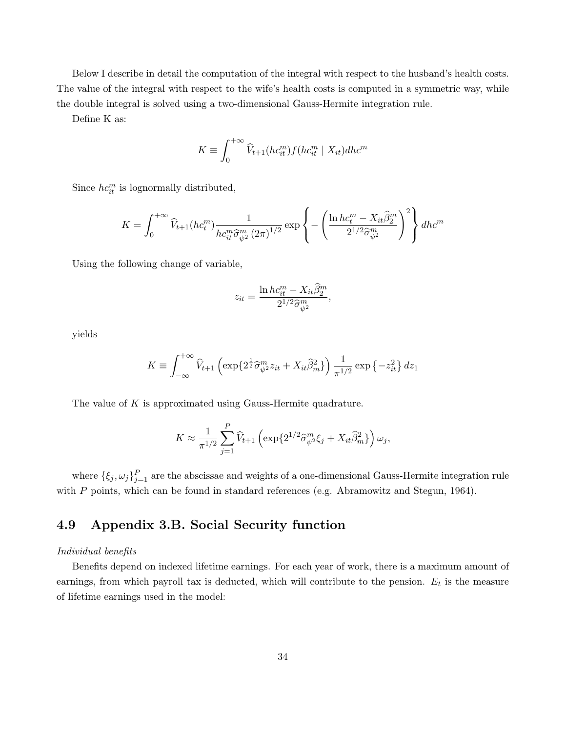Below I describe in detail the computation of the integral with respect to the husband's health costs. The value of the integral with respect to the wife's health costs is computed in a symmetric way, while the double integral is solved using a two-dimensional Gauss-Hermite integration rule.

Define K as:

$$K \equiv \int_0^{+\infty} \widehat{V}_{t+1}(hc_{it}^m) f(hc_{it}^m \mid X_{it}) dhc^m$$

Since $hc_{it}^m$ is lognormally distributed,

$$K = \int_0^{+\infty} \widehat{V}_{t+1}(hc_t^m) \frac{1}{hc_{it}^m \widehat{\sigma}_{\psi^2}^m (2\pi)^{1/2}} \exp\left\{ -\left( \frac{\ln hc_t^m - X_{it}\widehat{\beta}_2^m}{2^{1/2}\widehat{\sigma}_{\psi^2}^m} \right)^2 \right\} dhc^m$$

Using the following change of variable,

$$z_{it} = \frac{\ln hc_{it}^m - X_{it}\widehat{\beta}_2^m}{2^{1/2}\widehat{\sigma}_{\psi^2}^m},$$

yields

$$K \equiv \int_{-\infty}^{+\infty} \widehat{V}_{t+1}\left( \exp\{2^{\frac{1}{2}}\widehat{\sigma}_{\psi^2}^m z_{it} + X_{it}\widehat{\beta}_m^2\} \right) \frac{1}{\pi^{1/2}} \exp\left\{-z_{it}^2\right\} dz_1$$

The value of $K$ is approximated using Gauss-Hermite quadrature.

$$K \approx \frac{1}{\pi^{1/2}} \sum_{j=1}^{P} \widehat{V}_{t+1}\left( \exp\{2^{1/2}\widehat{\sigma}_{\psi^2}^m \xi_j + X_{it}\widehat{\beta}_m^2\} \right) \omega_j,$$

where $\{\xi_j, \omega_j\}_{j=1}^P$ are the abscissae and weights of a one-dimensional Gauss-Hermite integration rule with $P$ points, which can be found in standard references (e.g. Abramowitz and Stegun, 1964).

## 4.9 Appendix 3.B. Social Security function

*Individual benefits*

Benefits depend on indexed lifetime earnings. For each year of work, there is a maximum amount of earnings, from which payroll tax is deducted, which will contribute to the pension. $E_t$ is the measure of lifetime earnings used in the model: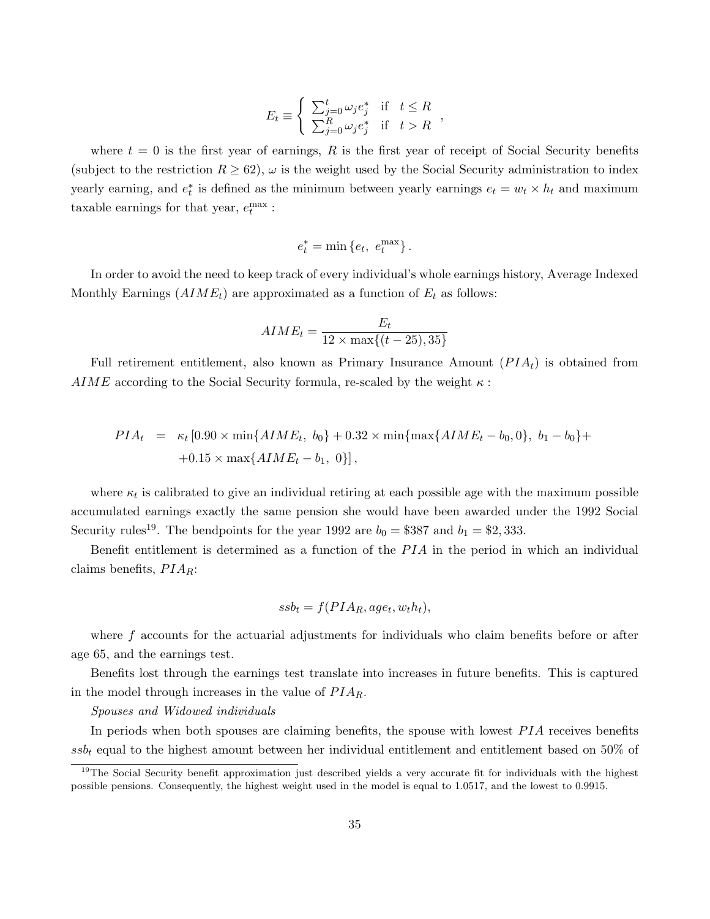$$E_t \equiv \begin{cases} \sum_{j=0}^{t} \omega_j e_j^* & \text{if} \quad t \leq R \\ \sum_{j=0}^{R} \omega_j e_j^* & \text{if} \quad t > R \end{cases},$$

where $t = 0$ is the first year of earnings, $R$ is the first year of receipt of Social Security benefits (subject to the restriction $R \geq 62$), $\omega$ is the weight used by the Social Security administration to index yearly earning, and $e_t^*$ is defined as the minimum between yearly earnings $e_t = w_t \times h_t$ and maximum taxable earnings for that year, $e_t^{\max}$ :

$$e_t^* = \min\left\{e_t,\ e_t^{\max}\right\}.$$

In order to avoid the need to keep track of every individual's whole earnings history, Average Indexed Monthly Earnings ($AIME_t$) are approximated as a function of $E_t$ as follows:

$$AIME_t = \frac{E_t}{12 \times \max\{(t-25), 35\}}$$

Full retirement entitlement, also known as Primary Insurance Amount ($PIA_t$) is obtained from $AIME$ according to the Social Security formula, re-scaled by the weight $\kappa$ :

$$\begin{aligned} PIA_t \ &= \ \kappa_t \left[0.90 \times \min\{AIME_t,\ b_0\} + 0.32 \times \min\{\max\{AIME_t - b_0, 0\},\ b_1 - b_0\} + \right. \\ &\quad \left. + 0.15 \times \max\{AIME_t - b_1,\ 0\}\right], \end{aligned}$$

where $\kappa_t$ is calibrated to give an individual retiring at each possible age with the maximum possible accumulated earnings exactly the same pension she would have been awarded under the 1992 Social Security rules[19]. The bendpoints for the year 1992 are $b_0 = \$387$ and $b_1 = \$2,333$.

Benefit entitlement is determined as a function of the $PIA$ in the period in which an individual claims benefits, $PIA_R$:

$$ssb_t = f(PIA_R, age_t, w_t h_t),$$

where $f$ accounts for the actuarial adjustments for individuals who claim benefits before or after age 65, and the earnings test.

Benefits lost through the earnings test translate into increases in future benefits. This is captured in the model through increases in the value of $PIA_R$.

*Spouses and Widowed individuals*

In periods when both spouses are claiming benefits, the spouse with lowest $PIA$ receives benefits $ssb_t$ equal to the highest amount between her individual entitlement and entitlement based on 50% of

[19] The Social Security benefit approximation just described yields a very accurate fit for individuals with the highest possible pensions. Consequently, the highest weight used in the model is equal to 1.0517, and the lowest to 0.9915.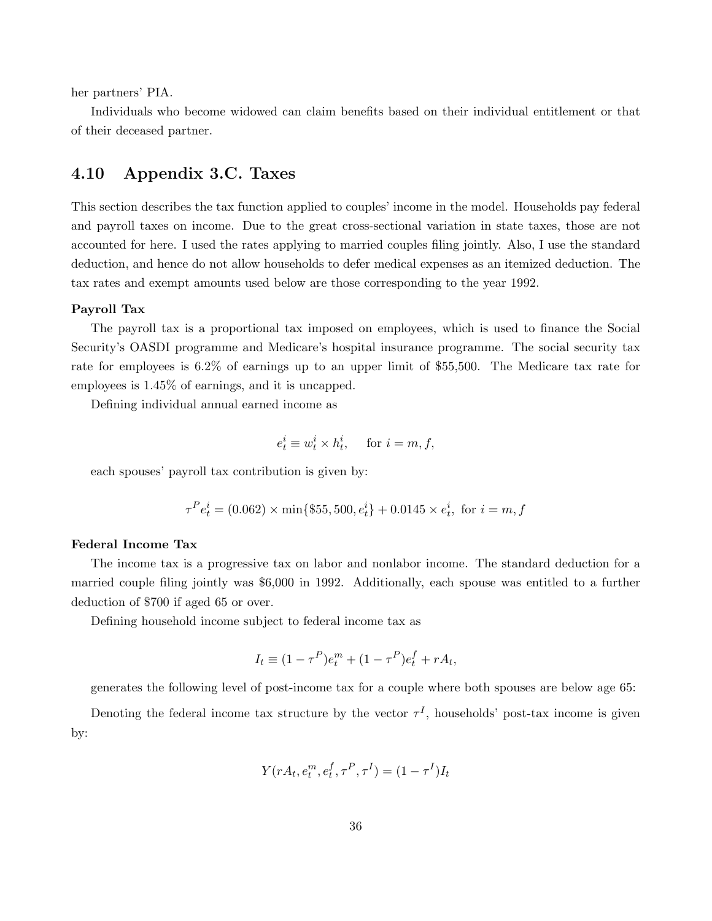her partners' PIA.

Individuals who become widowed can claim benefits based on their individual entitlement or that of their deceased partner.

## 4.10 Appendix 3.C. Taxes

This section describes the tax function applied to couples' income in the model. Households pay federal and payroll taxes on income. Due to the great cross-sectional variation in state taxes, those are not accounted for here. I used the rates applying to married couples filing jointly. Also, I use the standard deduction, and hence do not allow households to defer medical expenses as an itemized deduction. The tax rates and exempt amounts used below are those corresponding to the year 1992.

**Payroll Tax**

The payroll tax is a proportional tax imposed on employees, which is used to finance the Social Security's OASDI programme and Medicare's hospital insurance programme. The social security tax rate for employees is 6.2% of earnings up to an upper limit of \$55,500. The Medicare tax rate for employees is 1.45% of earnings, and it is uncapped.

Defining individual annual earned income as

$$e_t^i \equiv w_t^i \times h_t^i, \quad \text{for } i = m, f,$$

each spouses' payroll tax contribution is given by:

$$\tau^P e_t^i = (0.062) \times \min\{\$55,500, e_t^i\} + 0.0145 \times e_t^i, \text{ for } i = m, f$$

**Federal Income Tax**

The income tax is a progressive tax on labor and nonlabor income. The standard deduction for a married couple filing jointly was \$6,000 in 1992. Additionally, each spouse was entitled to a further deduction of \$700 if aged 65 or over.

Defining household income subject to federal income tax as

$$I_t \equiv (1 - \tau^P)e_t^m + (1 - \tau^P)e_t^f + rA_t,$$

generates the following level of post-income tax for a couple where both spouses are below age 65:

Denoting the federal income tax structure by the vector $\tau^I$, households' post-tax income is given by:

$$Y(rA_t, e_t^m, e_t^f, \tau^P, \tau^I) = (1 - \tau^I)I_t$$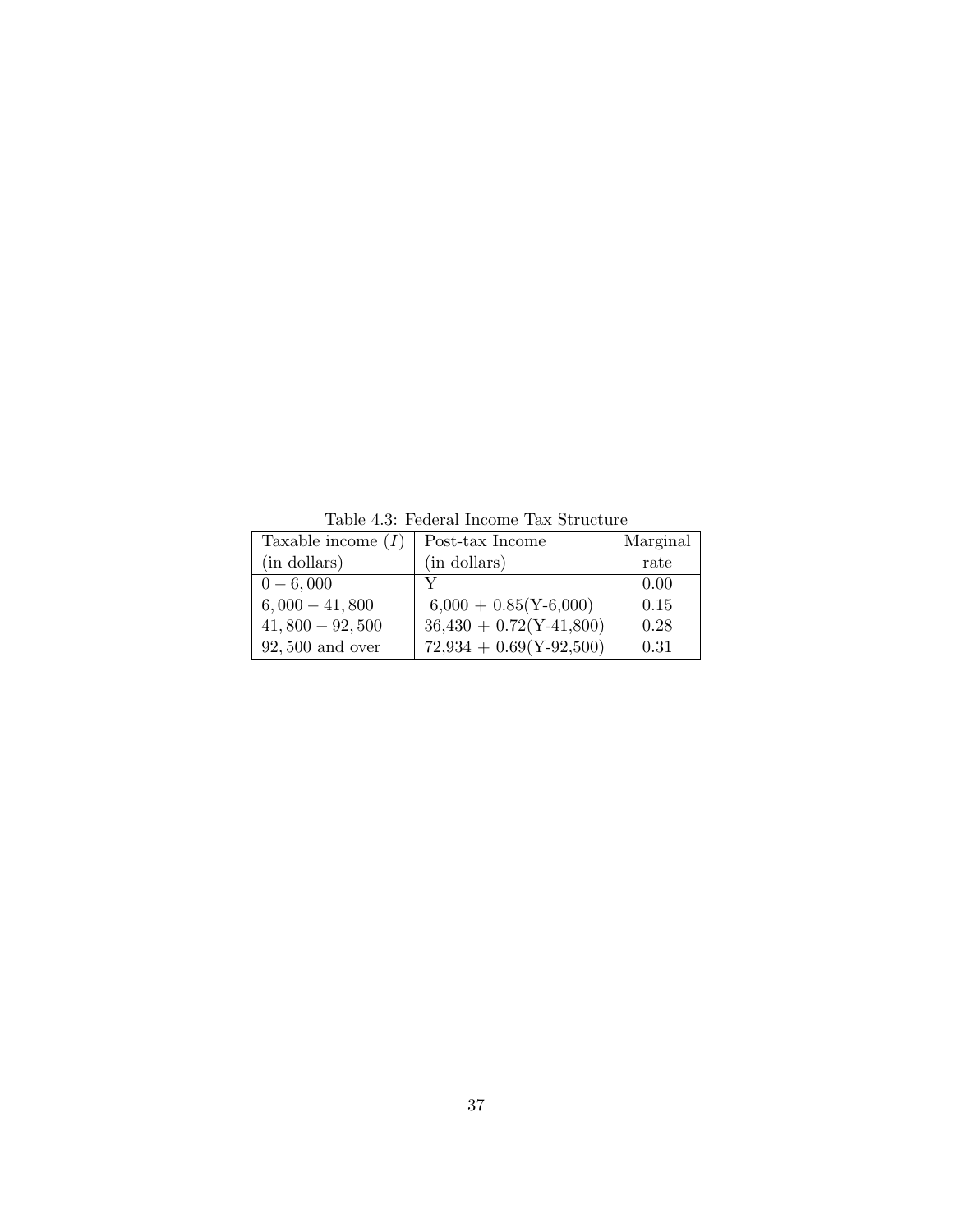Table 4.3: Federal Income Tax Structure

| Taxable income ($I$) (in dollars) | Post-tax Income (in dollars) | Marginal rate |
|---|---|---|
| $0 - 6,000$ | Y | 0.00 |
| $6,000 - 41,800$ | 6,000 + 0.85(Y-6,000) | 0.15 |
| $41,800 - 92,500$ | 36,430 + 0.72(Y-41,800) | 0.28 |
| $92,500$ and over | 72,934 + 0.69(Y-92,500) | 0.31 |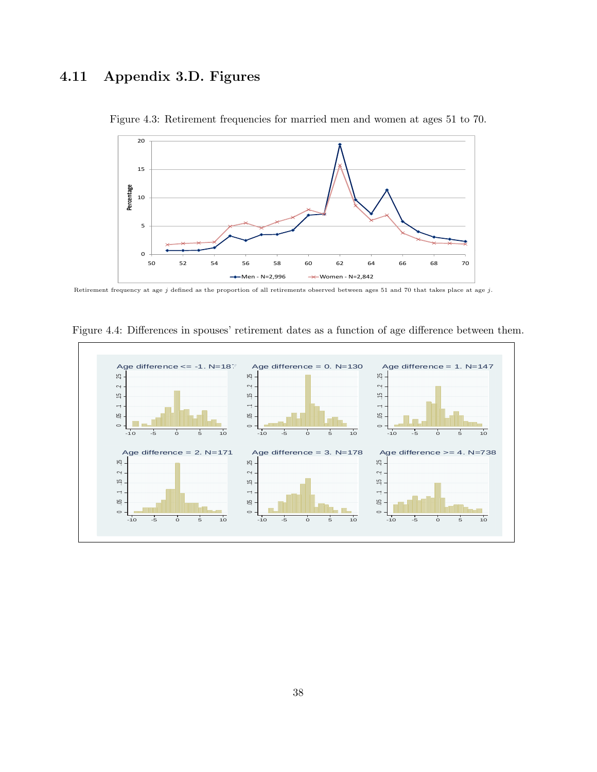## 4.11 Appendix 3.D. Figures

Figure 4.3: Retirement frequencies for married men and women at ages 51 to 70.

Retirement frequency at age $j$ defined as the proportion of all retirements observed between ages 51 and 70 that takes place at age $j$.

Figure 4.4: Differences in spouses' retirement dates as a function of age difference between them.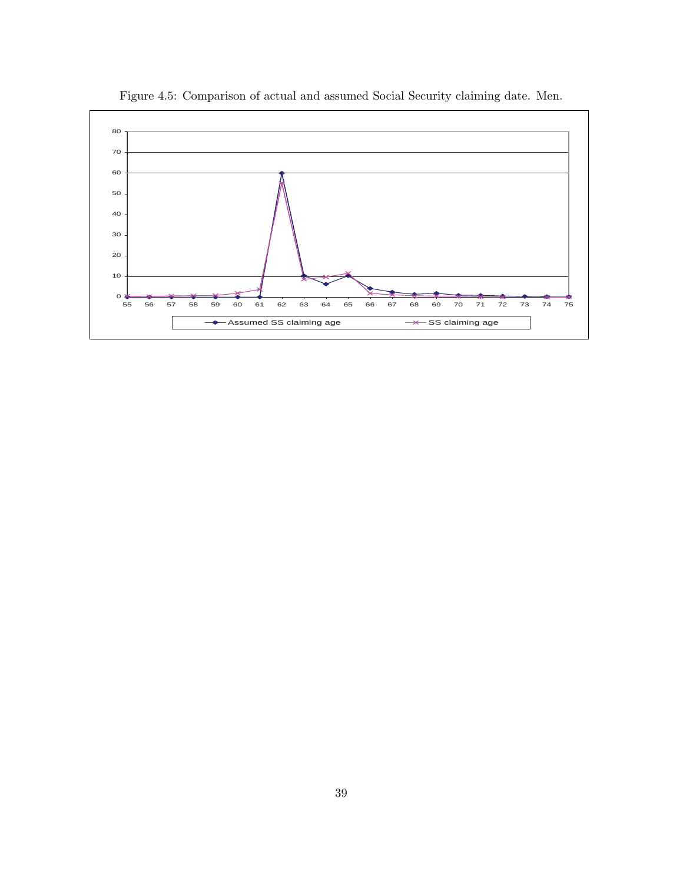Figure 4.5: Comparison of actual and assumed Social Security claiming date. Men.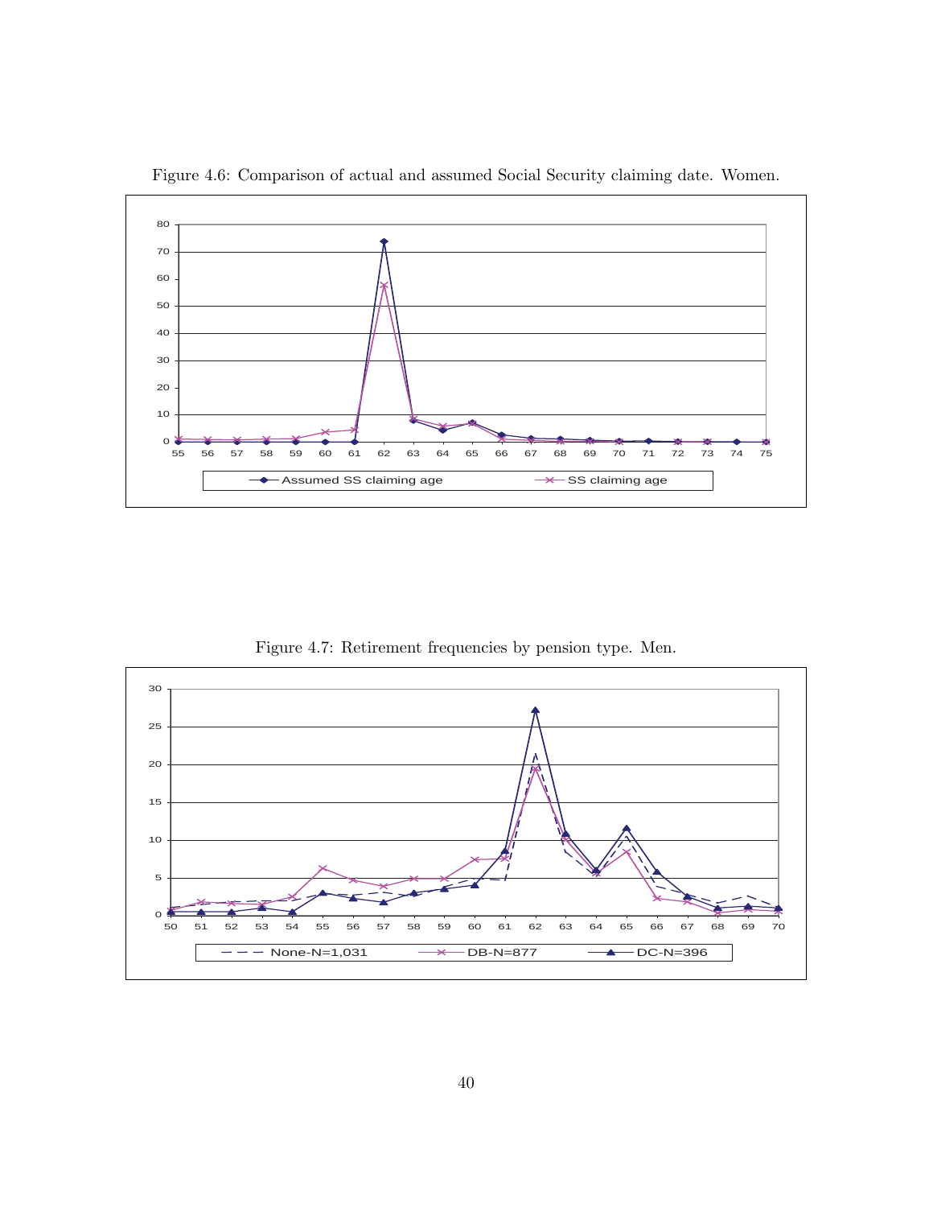Figure 4.6: Comparison of actual and assumed Social Security claiming date. Women.

Figure 4.7: Retirement frequencies by pension type. Men.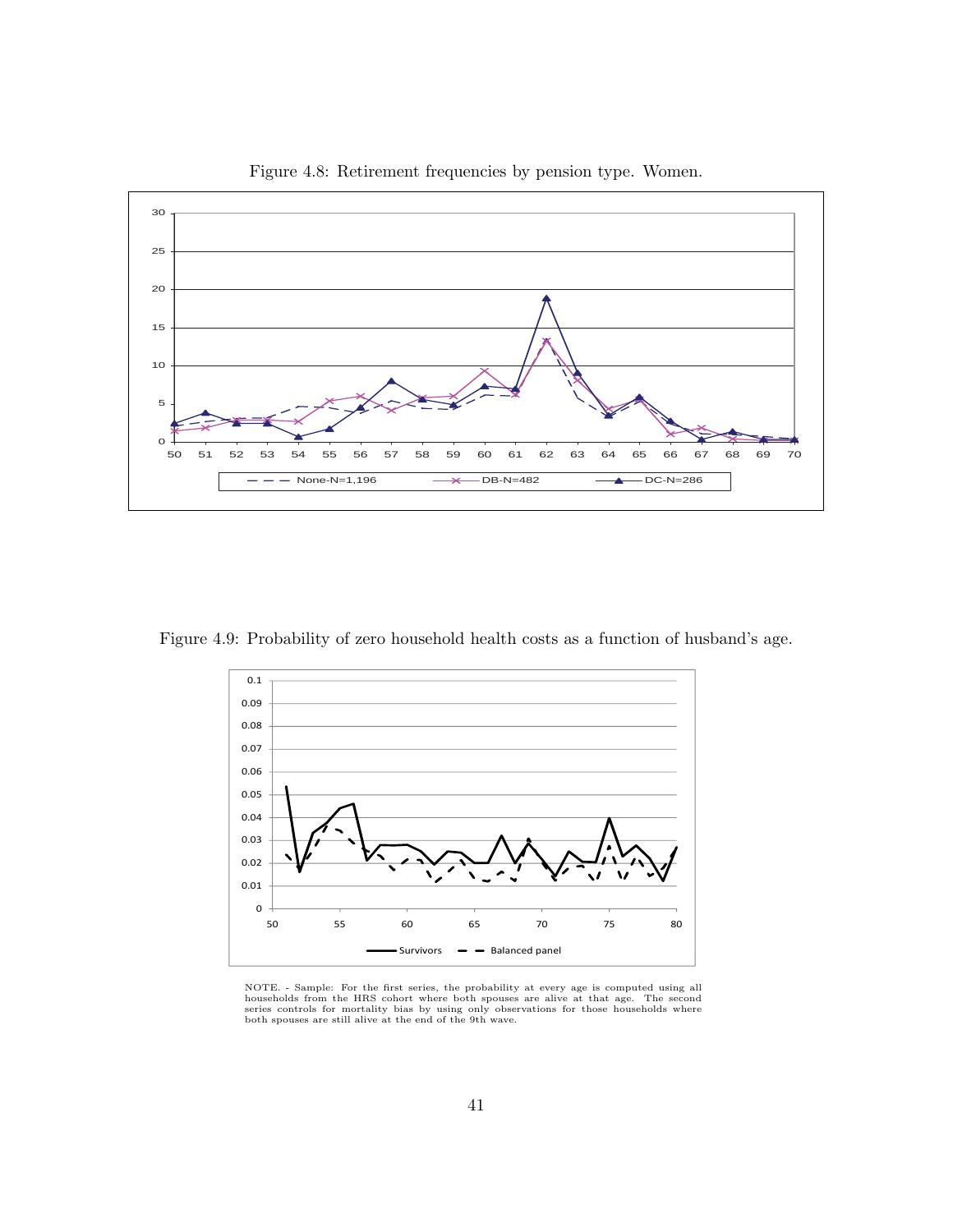Figure 4.8: Retirement frequencies by pension type. Women.

Figure 4.9: Probability of zero household health costs as a function of husband's age.

NOTE. - Sample: For the first series, the probability at every age is computed using all households from the HRS cohort where both spouses are alive at that age. The second series controls for mortality bias by using only observations for those households where both spouses are still alive at the end of the 9th wave.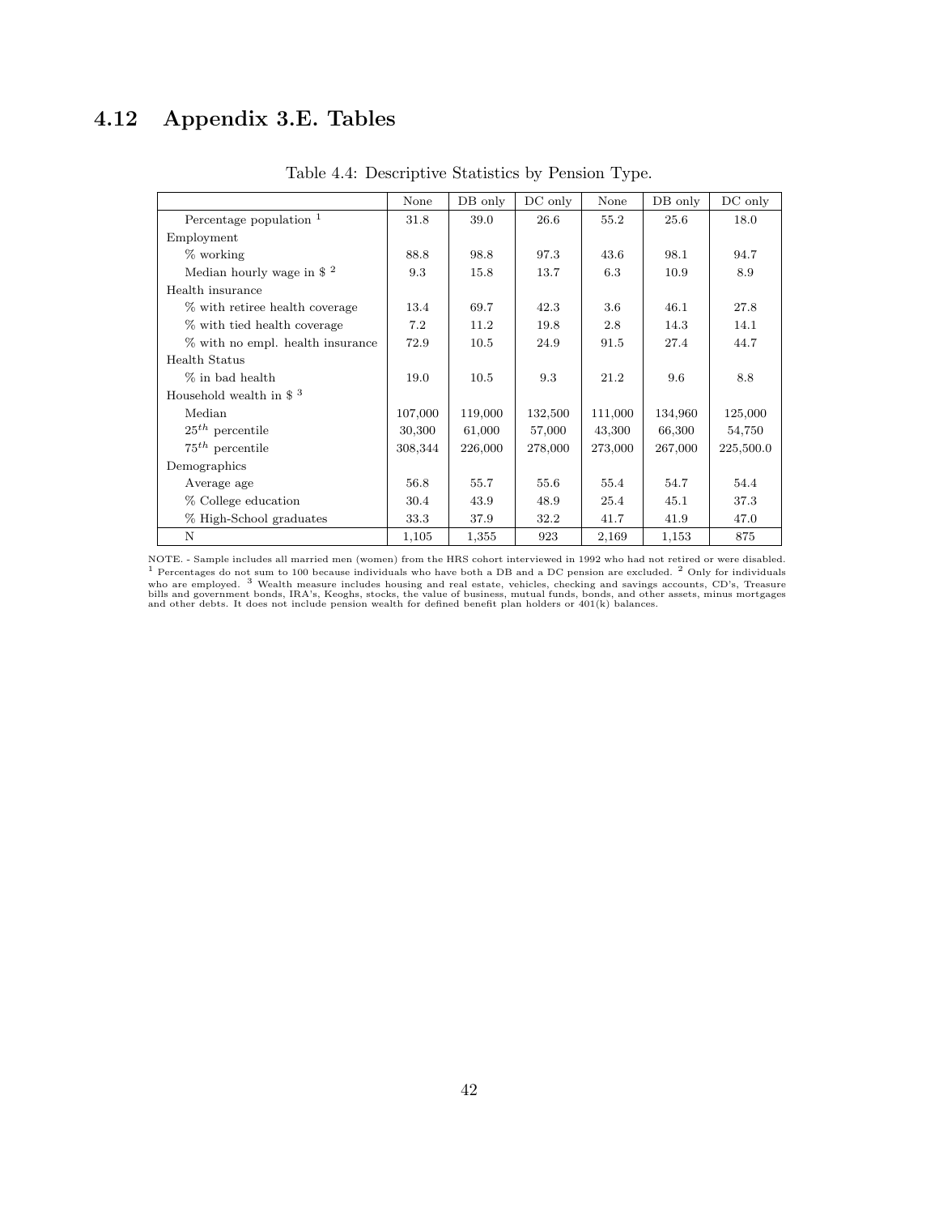## 4.12 Appendix 3.E. Tables

Table 4.4: Descriptive Statistics by Pension Type.

| | None | DB only | DC only | None | DB only | DC only |
|---|---|---|---|---|---|---|
| Percentage population [1] | 31.8 | 39.0 | 26.6 | 55.2 | 25.6 | 18.0 |
| Employment | | | | | | |
| % working | 88.8 | 98.8 | 97.3 | 43.6 | 98.1 | 94.7 |
| Median hourly wage in $ [2] | 9.3 | 15.8 | 13.7 | 6.3 | 10.9 | 8.9 |
| Health insurance | | | | | | |
| % with retiree health coverage | 13.4 | 69.7 | 42.3 | 3.6 | 46.1 | 27.8 |
| % with tied health coverage | 7.2 | 11.2 | 19.8 | 2.8 | 14.3 | 14.1 |
| % with no empl. health insurance | 72.9 | 10.5 | 24.9 | 91.5 | 27.4 | 44.7 |
| Health Status | | | | | | |
| % in bad health | 19.0 | 10.5 | 9.3 | 21.2 | 9.6 | 8.8 |
| Household wealth in $ [3] | | | | | | |
| Median | 107,000 | 119,000 | 132,500 | 111,000 | 134,960 | 125,000 |
| $25^{th}$ percentile | 30,300 | 61,000 | 57,000 | 43,300 | 66,300 | 54,750 |
| $75^{th}$ percentile | 308,344 | 226,000 | 278,000 | 273,000 | 267,000 | 225,500.0 |
| Demographics | | | | | | |
| Average age | 56.8 | 55.7 | 55.6 | 55.4 | 54.7 | 54.4 |
| % College education | 30.4 | 43.9 | 48.9 | 25.4 | 45.1 | 37.3 |
| % High-School graduates | 33.3 | 37.9 | 32.2 | 41.7 | 41.9 | 47.0 |
| N | 1,105 | 1,355 | 923 | 2,169 | 1,153 | 875 |

NOTE. - Sample includes all married men (women) from the HRS cohort interviewed in 1992 who had not retired or were disabled. [1] Percentages do not sum to 100 because individuals who have both a DB and a DC pension are excluded. [2] Only for individuals who are employed. [3] Wealth measure includes housing and real estate, vehicles, checking and savings accounts, CD's, Treasure bills and government bonds, IRA's, Keoghs, stocks, the value of business, mutual funds, bonds, and other assets, minus mortgages and other debts. It does not include pension wealth for defined benefit plan holders or 401(k) balances.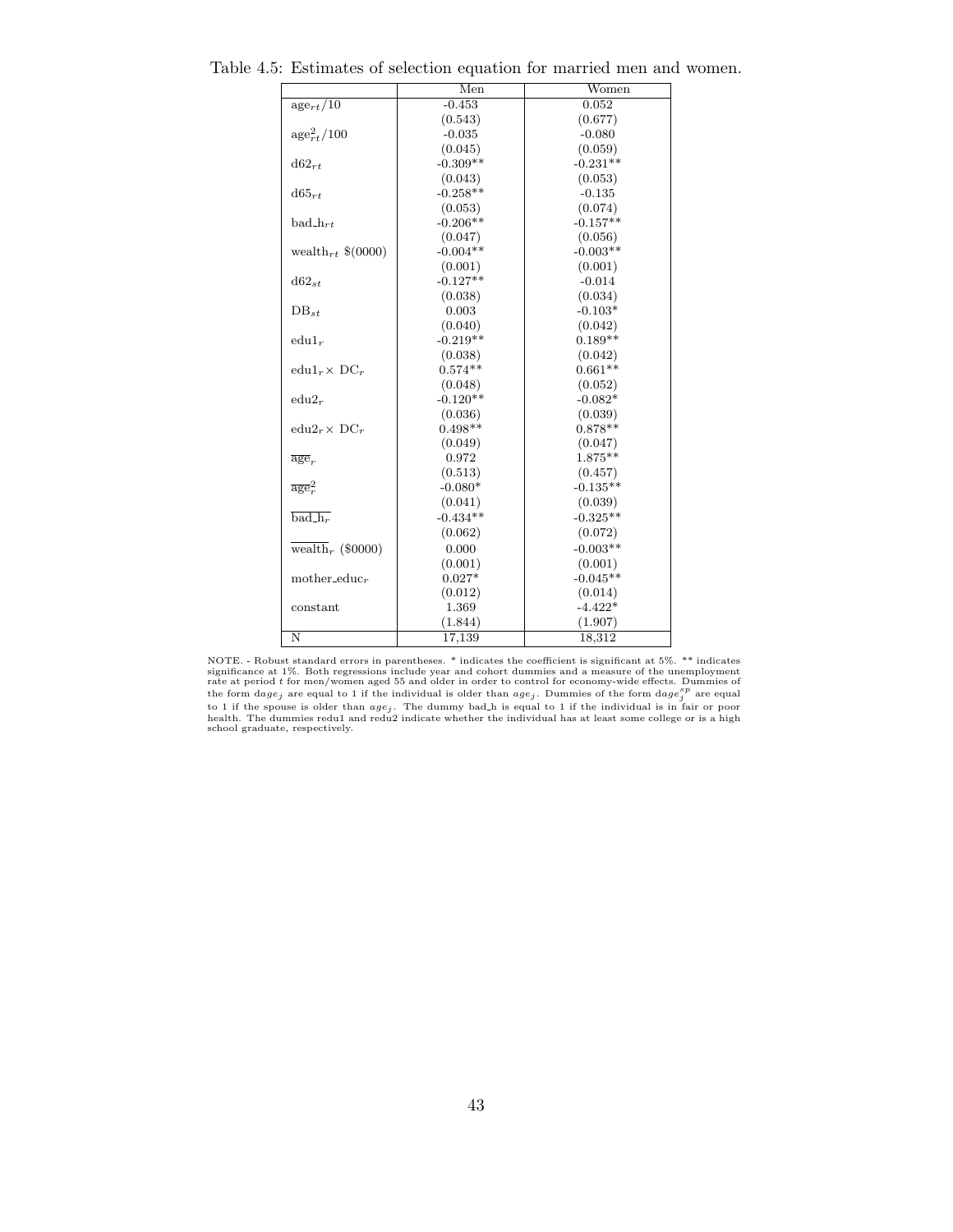Table 4.5: Estimates of selection equation for married men and women.

| | Men | Women |
|---|---|---|
| $\text{age}_{rt}/10$ | -0.453 | 0.052 |
| | (0.543) | (0.677) |
| $\text{age}^2_{rt}/100$ | -0.035 | -0.080 |
| | (0.045) | (0.059) |
| $\text{d62}_{rt}$ | -0.309** | -0.231** |
| | (0.043) | (0.053) |
| $\text{d65}_{rt}$ | -0.258** | -0.135 |
| | (0.053) | (0.074) |
| $\text{bad\_h}_{rt}$ | -0.206** | -0.157** |
| | (0.047) | (0.056) |
| $\text{wealth}_{rt}$ \$(0000) | -0.004** | -0.003** |
| | (0.001) | (0.001) |
| $\text{d62}_{st}$ | -0.127** | -0.014 |
| | (0.038) | (0.034) |
| $\text{DB}_{st}$ | 0.003 | -0.103* |
| | (0.040) | (0.042) |
| $\text{edu1}_r$ | -0.219** | 0.189** |
| | (0.038) | (0.042) |
| $\text{edu1}_r \times \text{DC}_r$ | 0.574** | 0.661** |
| | (0.048) | (0.052) |
| $\text{edu2}_r$ | -0.120** | -0.082* |
| | (0.036) | (0.039) |
| $\text{edu2}_r \times \text{DC}_r$ | 0.498** | 0.878** |
| | (0.049) | (0.047) |
| $\overline{\text{age}}_r$ | 0.972 | 1.875** |
| | (0.513) | (0.457) |
| $\overline{\text{age}^2_r}$ | -0.080* | -0.135** |
| | (0.041) | (0.039) |
| $\overline{\text{bad\_h}_r}$ | -0.434** | -0.325** |
| | (0.062) | (0.072) |
| $\overline{\text{wealth}}_r$ (\$0000) | 0.000 | -0.003** |
| | (0.001) | (0.001) |
| $\text{mother\_educ}_r$ | 0.027* | -0.045** |
| | (0.012) | (0.014) |
| constant | 1.369 | -4.422* |
| | (1.844) | (1.907) |
| N | 17,139 | 18,312 |

NOTE. - Robust standard errors in parentheses. * indicates the coefficient is significant at 5%. ** indicates significance at 1%. Both regressions include year and cohort dummies and a measure of the unemployment rate at period $t$ for men/women aged 55 and older in order to control for economy-wide effects. Dummies of the form $dage_j$ are equal to 1 if the individual is older than $age_j$. Dummies of the form $dage^{sp}_j$ are equal to 1 if the spouse is older than $age_j$. The dummy bad_h is equal to 1 if the individual is in fair or poor health. The dummies redu1 and redu2 indicate whether the individual has at least some college or is a high school graduate, respectively.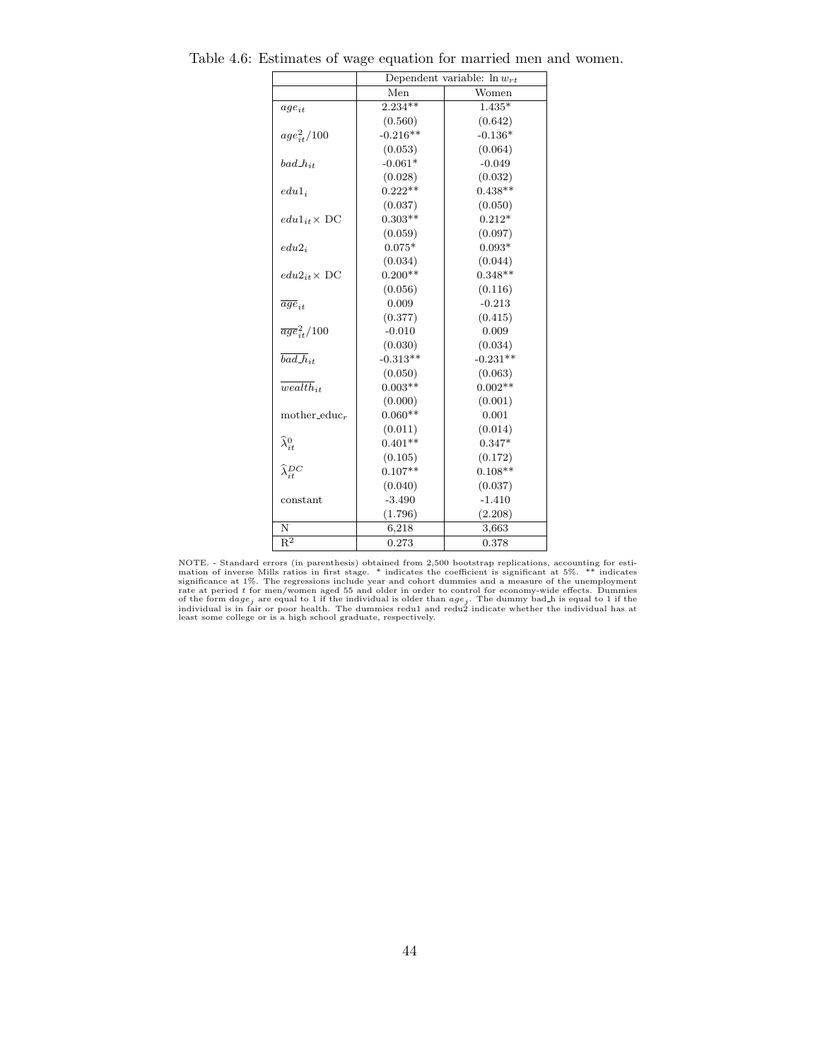Table 4.6: Estimates of wage equation for married men and women.

| | Dependent variable: $\ln w_{rt}$ | |
|---|---|---|
| | Men | Women |
| $age_{it}$ | 2.234** | 1.435* |
| | (0.560) | (0.642) |
| $age^2_{it}/100$ | -0.216** | -0.136* |
| | (0.053) | (0.064) |
| $bad\_h_{it}$ | -0.061* | -0.049 |
| | (0.028) | (0.032) |
| $edu1_i$ | 0.222** | 0.438** |
| | (0.037) | (0.050) |
| $edu1_{it}\times$ DC | 0.303** | 0.212* |
| | (0.059) | (0.097) |
| $edu2_i$ | 0.075* | 0.093* |
| | (0.034) | (0.044) |
| $edu2_{it}\times$ DC | 0.200** | 0.348** |
| | (0.056) | (0.116) |
| $\overline{age}_{it}$ | 0.009 | -0.213 |
| | (0.377) | (0.415) |
| $\overline{age}^2_{it}/100$ | -0.010 | 0.009 |
| | (0.030) | (0.034) |
| $\overline{bad\_h}_{it}$ | -0.313** | -0.231** |
| | (0.050) | (0.063) |
| $\overline{wealth}_{it}$ | 0.003** | 0.002** |
| | (0.000) | (0.001) |
| mother_educ$_r$ | 0.060** | 0.001 |
| | (0.011) | (0.014) |
| $\widehat{\lambda}^0_{it}$ | 0.401** | 0.347* |
| | (0.105) | (0.172) |
| $\widehat{\lambda}^{DC}_{it}$ | 0.107** | 0.108** |
| | (0.040) | (0.037) |
| constant | -3.490 | -1.410 |
| | (1.796) | (2.208) |
| N | 6,218 | 3,663 |
| $R^2$ | 0.273 | 0.378 |

NOTE. - Standard errors (in parenthesis) obtained from 2,500 bootstrap replications, accounting for estimation of inverse Mills ratios in first stage. * indicates the coefficient is significant at 5%. ** indicates significance at 1%. The regressions include year and cohort dummies and a measure of the unemployment rate at period $t$ for men/women aged 55 and older in order to control for economy-wide effects. Dummies of the form d$age_j$ are equal to 1 if the individual is older than $age_j$. The dummy bad_h is equal to 1 if the individual is in fair or poor health. The dummies redu1 and redu2 indicate whether the individual has at least some college or is a high school graduate, respectively.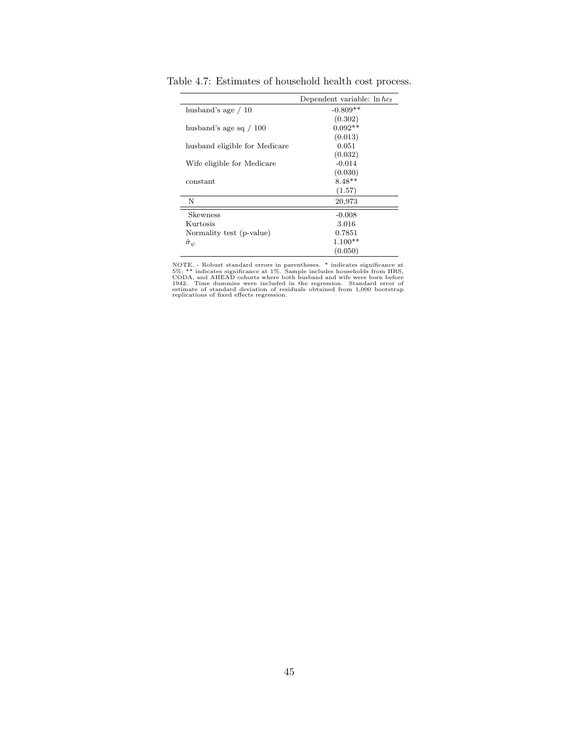Table 4.7: Estimates of household health cost process.

| | Dependent variable: $\ln hc_t$ |
|---|---|
| husband's age / 10 | -0.809** |
| | (0.302) |
| husband's age sq / 100 | 0.092** |
| | (0.013) |
| husband eligible for Medicare | 0.051 |
| | (0.032) |
| Wife eligible for Medicare | -0.014 |
| | (0.030) |
| constant | 8.48** |
| | (1.57) |
| N | 20,973 |
| Skewness | -0.008 |
| Kurtosis | 3.016 |
| Normality test (p-value) | 0.7851 |
| $\hat{\sigma}_\psi$ | 1.100** |
| | (0.050) |

NOTE. - Robust standard errors in parentheses. * indicates significance at 5%; ** indicates significance at 1%. Sample includes households from HRS, CODA, and AHEAD cohorts where both husband and wife were born before 1942. Time dummies were included in the regression. Standard error of estimate of standard deviation of residuals obtained from 1,000 bootstrap replications of fixed effects regression.